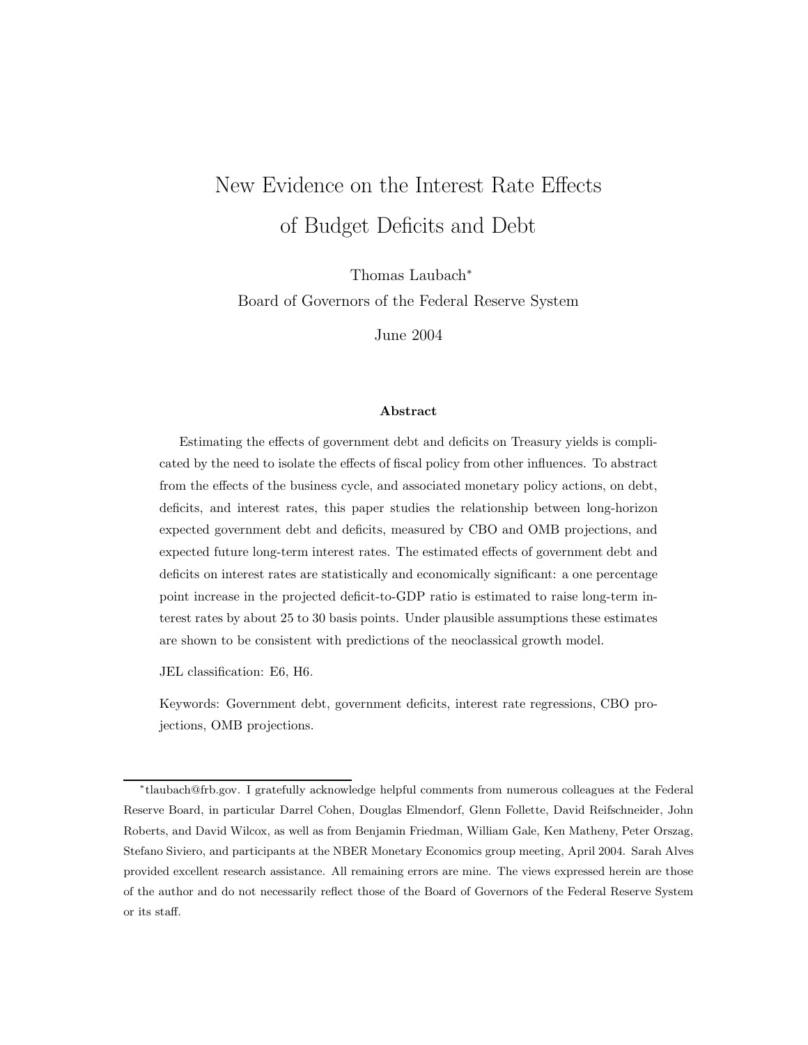# New Evidence on the Interest Rate Effects of Budget Deficits and Debt

Thomas Laubach*

Board of Governors of the Federal Reserve System

June 2004

### Abstract

Estimating the effects of government debt and deficits on Treasury yields is complicated by the need to isolate the effects of fiscal policy from other influences. To abstract from the effects of the business cycle, and associated monetary policy actions, on debt, deficits, and interest rates, this paper studies the relationship between long-horizon expected government debt and deficits, measured by CBO and OMB projections, and expected future long-term interest rates. The estimated effects of government debt and deficits on interest rates are statistically and economically significant: a one percentage point increase in the projected deficit-to-GDP ratio is estimated to raise long-term interest rates by about 25 to 30 basis points. Under plausible assumptions these estimates are shown to be consistent with predictions of the neoclassical growth model.

JEL classification: E6, H6.

Keywords: Government debt, government deficits, interest rate regressions, CBO projections, OMB projections.

---

*tlaubach@frb.gov. I gratefully acknowledge helpful comments from numerous colleagues at the Federal Reserve Board, in particular Darrel Cohen, Douglas Elmendorf, Glenn Follette, David Reifschneider, John Roberts, and David Wilcox, as well as from Benjamin Friedman, William Gale, Ken Matheny, Peter Orszag, Stefano Siviero, and participants at the NBER Monetary Economics group meeting, April 2004. Sarah Alves provided excellent research assistance. All remaining errors are mine. The views expressed herein are those of the author and do not necessarily reflect those of the Board of Governors of the Federal Reserve System or its staff.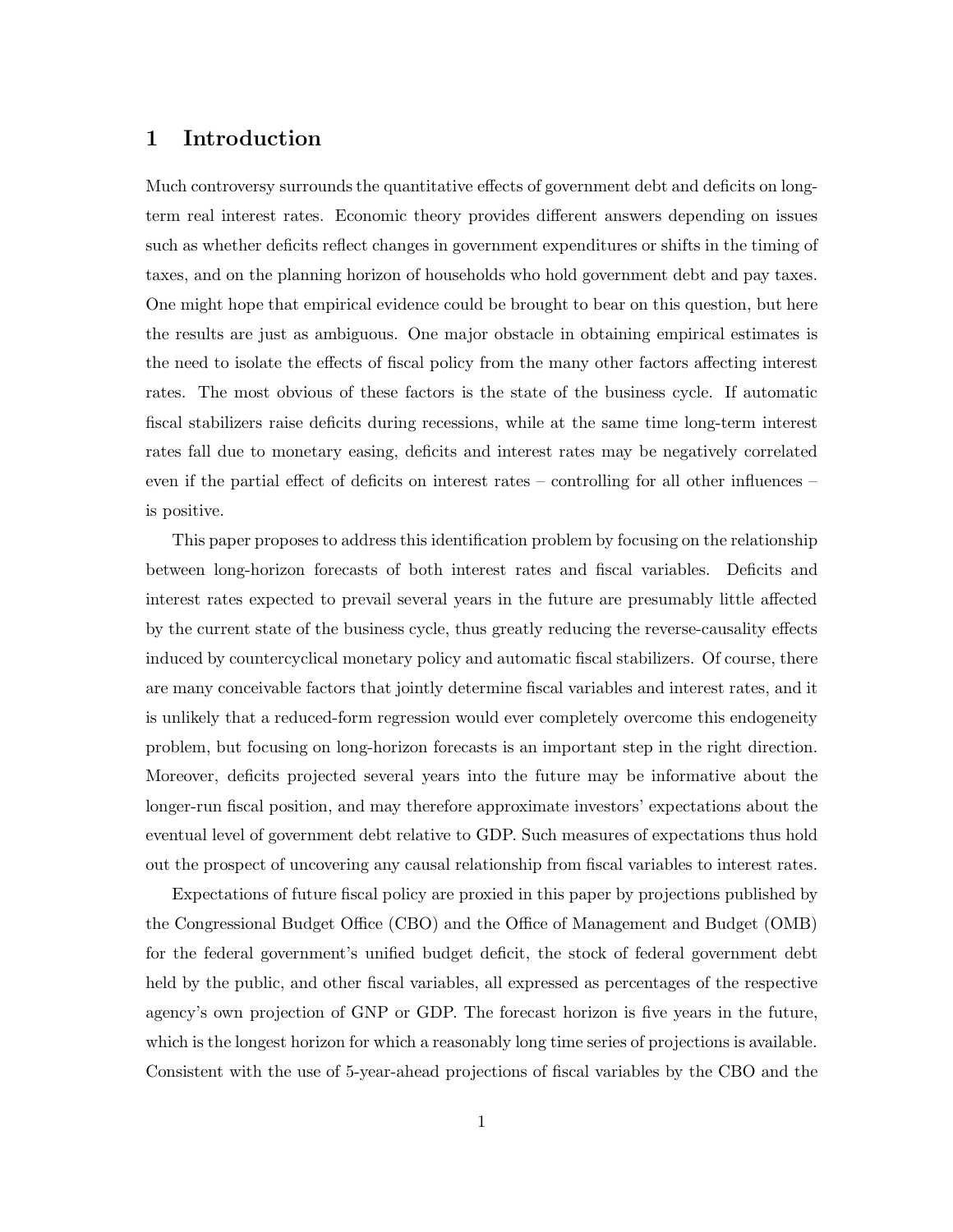# 1 Introduction

Much controversy surrounds the quantitative effects of government debt and deficits on long-term real interest rates. Economic theory provides different answers depending on issues such as whether deficits reflect changes in government expenditures or shifts in the timing of taxes, and on the planning horizon of households who hold government debt and pay taxes. One might hope that empirical evidence could be brought to bear on this question, but here the results are just as ambiguous. One major obstacle in obtaining empirical estimates is the need to isolate the effects of fiscal policy from the many other factors affecting interest rates. The most obvious of these factors is the state of the business cycle. If automatic fiscal stabilizers raise deficits during recessions, while at the same time long-term interest rates fall due to monetary easing, deficits and interest rates may be negatively correlated even if the partial effect of deficits on interest rates – controlling for all other influences – is positive.

This paper proposes to address this identification problem by focusing on the relationship between long-horizon forecasts of both interest rates and fiscal variables. Deficits and interest rates expected to prevail several years in the future are presumably little affected by the current state of the business cycle, thus greatly reducing the reverse-causality effects induced by countercyclical monetary policy and automatic fiscal stabilizers. Of course, there are many conceivable factors that jointly determine fiscal variables and interest rates, and it is unlikely that a reduced-form regression would ever completely overcome this endogeneity problem, but focusing on long-horizon forecasts is an important step in the right direction. Moreover, deficits projected several years into the future may be informative about the longer-run fiscal position, and may therefore approximate investors' expectations about the eventual level of government debt relative to GDP. Such measures of expectations thus hold out the prospect of uncovering any causal relationship from fiscal variables to interest rates.

Expectations of future fiscal policy are proxied in this paper by projections published by the Congressional Budget Office (CBO) and the Office of Management and Budget (OMB) for the federal government's unified budget deficit, the stock of federal government debt held by the public, and other fiscal variables, all expressed as percentages of the respective agency's own projection of GNP or GDP. The forecast horizon is five years in the future, which is the longest horizon for which a reasonably long time series of projections is available. Consistent with the use of 5-year-ahead projections of fiscal variables by the CBO and the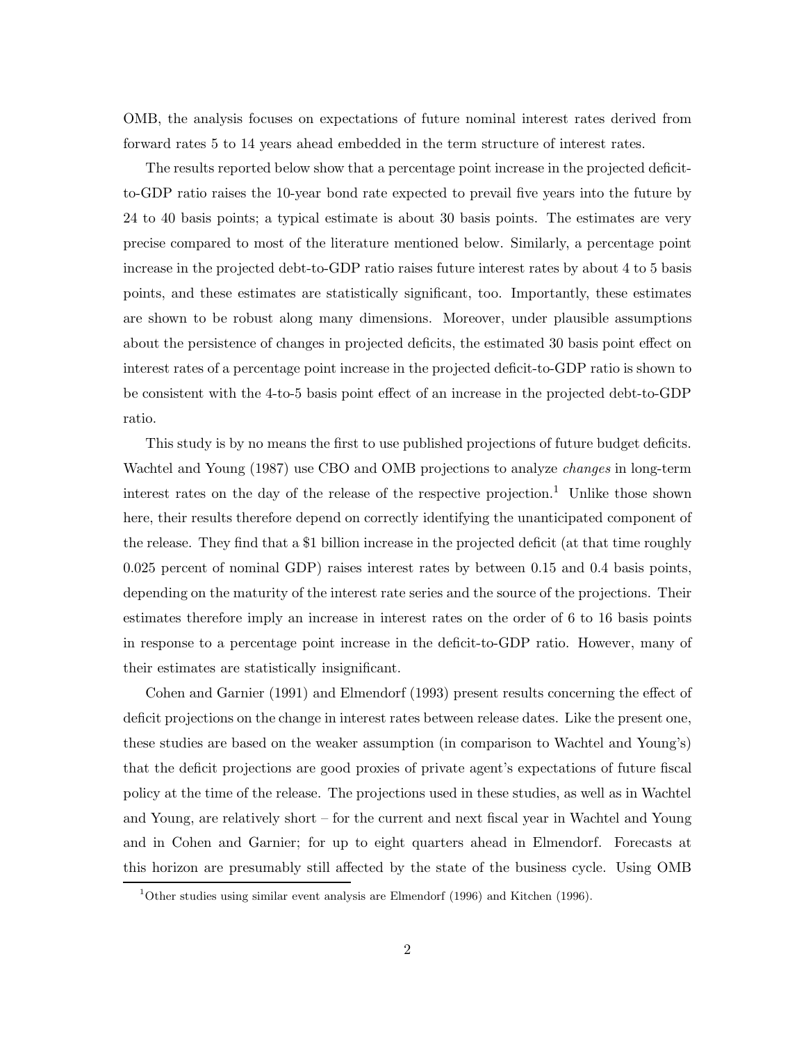OMB, the analysis focuses on expectations of future nominal interest rates derived from forward rates 5 to 14 years ahead embedded in the term structure of interest rates.

The results reported below show that a percentage point increase in the projected deficit-to-GDP ratio raises the 10-year bond rate expected to prevail five years into the future by 24 to 40 basis points; a typical estimate is about 30 basis points. The estimates are very precise compared to most of the literature mentioned below. Similarly, a percentage point increase in the projected debt-to-GDP ratio raises future interest rates by about 4 to 5 basis points, and these estimates are statistically significant, too. Importantly, these estimates are shown to be robust along many dimensions. Moreover, under plausible assumptions about the persistence of changes in projected deficits, the estimated 30 basis point effect on interest rates of a percentage point increase in the projected deficit-to-GDP ratio is shown to be consistent with the 4-to-5 basis point effect of an increase in the projected debt-to-GDP ratio.

This study is by no means the first to use published projections of future budget deficits. Wachtel and Young (1987) use CBO and OMB projections to analyze *changes* in long-term interest rates on the day of the release of the respective projection.[1] Unlike those shown here, their results therefore depend on correctly identifying the unanticipated component of the release. They find that a $1 billion increase in the projected deficit (at that time roughly 0.025 percent of nominal GDP) raises interest rates by between 0.15 and 0.4 basis points, depending on the maturity of the interest rate series and the source of the projections. Their estimates therefore imply an increase in interest rates on the order of 6 to 16 basis points in response to a percentage point increase in the deficit-to-GDP ratio. However, many of their estimates are statistically insignificant.

Cohen and Garnier (1991) and Elmendorf (1993) present results concerning the effect of deficit projections on the change in interest rates between release dates. Like the present one, these studies are based on the weaker assumption (in comparison to Wachtel and Young's) that the deficit projections are good proxies of private agent's expectations of future fiscal policy at the time of the release. The projections used in these studies, as well as in Wachtel and Young, are relatively short – for the current and next fiscal year in Wachtel and Young and in Cohen and Garnier; for up to eight quarters ahead in Elmendorf. Forecasts at this horizon are presumably still affected by the state of the business cycle. Using OMB

[1] Other studies using similar event analysis are Elmendorf (1996) and Kitchen (1996).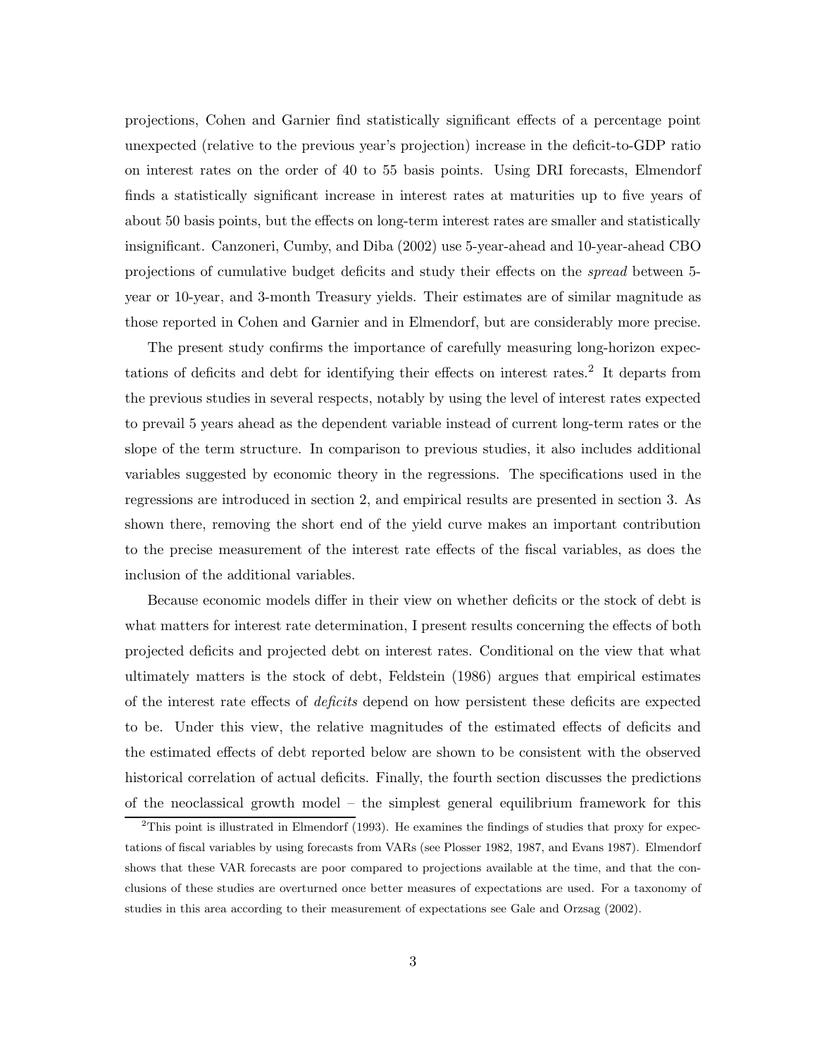projections, Cohen and Garnier find statistically significant effects of a percentage point unexpected (relative to the previous year's projection) increase in the deficit-to-GDP ratio on interest rates on the order of 40 to 55 basis points. Using DRI forecasts, Elmendorf finds a statistically significant increase in interest rates at maturities up to five years of about 50 basis points, but the effects on long-term interest rates are smaller and statistically insignificant. Canzoneri, Cumby, and Diba (2002) use 5-year-ahead and 10-year-ahead CBO projections of cumulative budget deficits and study their effects on the *spread* between 5-year or 10-year, and 3-month Treasury yields. Their estimates are of similar magnitude as those reported in Cohen and Garnier and in Elmendorf, but are considerably more precise.

The present study confirms the importance of carefully measuring long-horizon expectations of deficits and debt for identifying their effects on interest rates.[2] It departs from the previous studies in several respects, notably by using the level of interest rates expected to prevail 5 years ahead as the dependent variable instead of current long-term rates or the slope of the term structure. In comparison to previous studies, it also includes additional variables suggested by economic theory in the regressions. The specifications used in the regressions are introduced in section 2, and empirical results are presented in section 3. As shown there, removing the short end of the yield curve makes an important contribution to the precise measurement of the interest rate effects of the fiscal variables, as does the inclusion of the additional variables.

Because economic models differ in their view on whether deficits or the stock of debt is what matters for interest rate determination, I present results concerning the effects of both projected deficits and projected debt on interest rates. Conditional on the view that what ultimately matters is the stock of debt, Feldstein (1986) argues that empirical estimates of the interest rate effects of *deficits* depend on how persistent these deficits are expected to be. Under this view, the relative magnitudes of the estimated effects of deficits and the estimated effects of debt reported below are shown to be consistent with the observed historical correlation of actual deficits. Finally, the fourth section discusses the predictions of the neoclassical growth model – the simplest general equilibrium framework for this

[2] This point is illustrated in Elmendorf (1993). He examines the findings of studies that proxy for expectations of fiscal variables by using forecasts from VARs (see Plosser 1982, 1987, and Evans 1987). Elmendorf shows that these VAR forecasts are poor compared to projections available at the time, and that the conclusions of these studies are overturned once better measures of expectations are used. For a taxonomy of studies in this area according to their measurement of expectations see Gale and Orzsag (2002).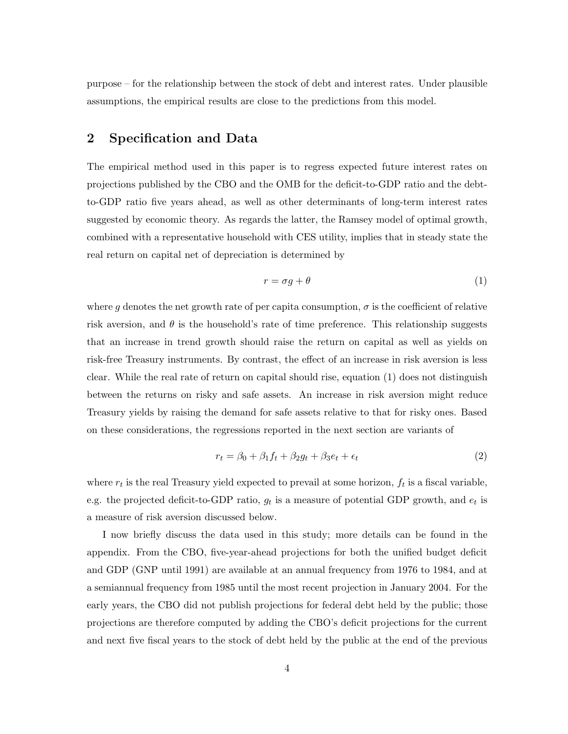purpose – for the relationship between the stock of debt and interest rates. Under plausible assumptions, the empirical results are close to the predictions from this model.

## 2 Specification and Data

The empirical method used in this paper is to regress expected future interest rates on projections published by the CBO and the OMB for the deficit-to-GDP ratio and the debt-to-GDP ratio five years ahead, as well as other determinants of long-term interest rates suggested by economic theory. As regards the latter, the Ramsey model of optimal growth, combined with a representative household with CES utility, implies that in steady state the real return on capital net of depreciation is determined by

$$r = \sigma g + \theta \tag{1}$$

where $g$ denotes the net growth rate of per capita consumption, $\sigma$ is the coefficient of relative risk aversion, and $\theta$ is the household's rate of time preference. This relationship suggests that an increase in trend growth should raise the return on capital as well as yields on risk-free Treasury instruments. By contrast, the effect of an increase in risk aversion is less clear. While the real rate of return on capital should rise, equation (1) does not distinguish between the returns on risky and safe assets. An increase in risk aversion might reduce Treasury yields by raising the demand for safe assets relative to that for risky ones. Based on these considerations, the regressions reported in the next section are variants of

$$r_t = \beta_0 + \beta_1 f_t + \beta_2 g_t + \beta_3 e_t + \epsilon_t \tag{2}$$

where $r_t$ is the real Treasury yield expected to prevail at some horizon, $f_t$ is a fiscal variable, e.g. the projected deficit-to-GDP ratio, $g_t$ is a measure of potential GDP growth, and $e_t$ is a measure of risk aversion discussed below.

I now briefly discuss the data used in this study; more details can be found in the appendix. From the CBO, five-year-ahead projections for both the unified budget deficit and GDP (GNP until 1991) are available at an annual frequency from 1976 to 1984, and at a semiannual frequency from 1985 until the most recent projection in January 2004. For the early years, the CBO did not publish projections for federal debt held by the public; those projections are therefore computed by adding the CBO's deficit projections for the current and next five fiscal years to the stock of debt held by the public at the end of the previous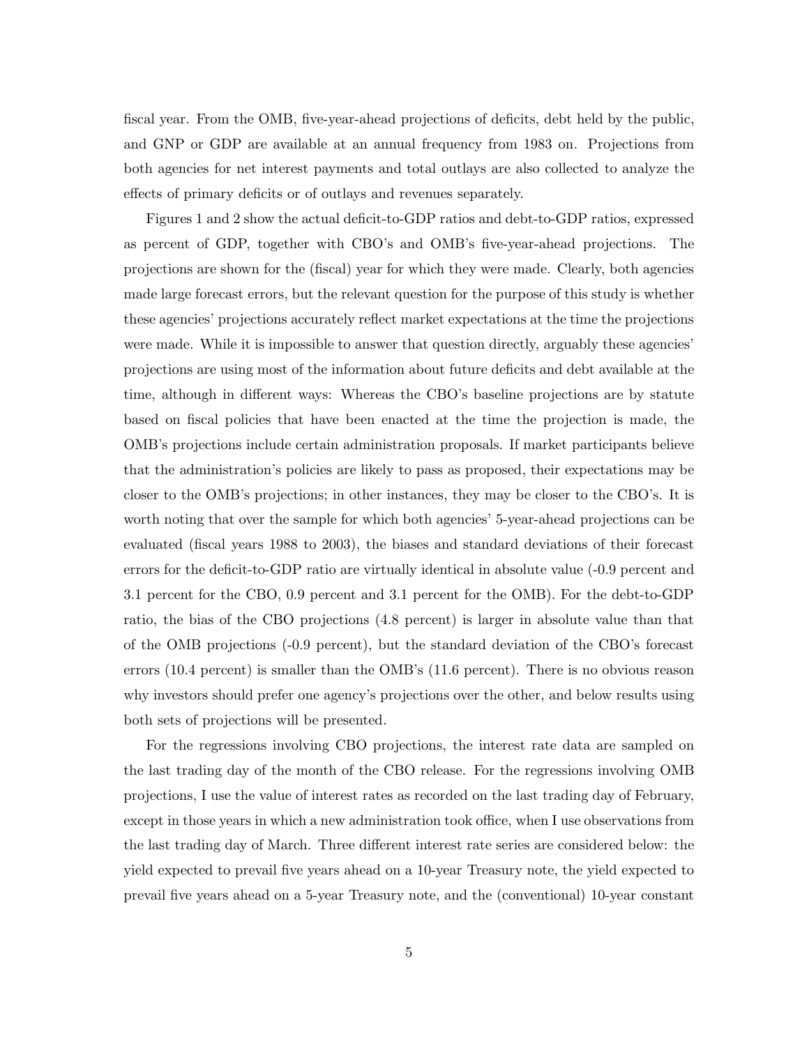fiscal year. From the OMB, five-year-ahead projections of deficits, debt held by the public, and GNP or GDP are available at an annual frequency from 1983 on. Projections from both agencies for net interest payments and total outlays are also collected to analyze the effects of primary deficits or of outlays and revenues separately.

Figures 1 and 2 show the actual deficit-to-GDP ratios and debt-to-GDP ratios, expressed as percent of GDP, together with CBO's and OMB's five-year-ahead projections. The projections are shown for the (fiscal) year for which they were made. Clearly, both agencies made large forecast errors, but the relevant question for the purpose of this study is whether these agencies' projections accurately reflect market expectations at the time the projections were made. While it is impossible to answer that question directly, arguably these agencies' projections are using most of the information about future deficits and debt available at the time, although in different ways: Whereas the CBO's baseline projections are by statute based on fiscal policies that have been enacted at the time the projection is made, the OMB's projections include certain administration proposals. If market participants believe that the administration's policies are likely to pass as proposed, their expectations may be closer to the OMB's projections; in other instances, they may be closer to the CBO's. It is worth noting that over the sample for which both agencies' 5-year-ahead projections can be evaluated (fiscal years 1988 to 2003), the biases and standard deviations of their forecast errors for the deficit-to-GDP ratio are virtually identical in absolute value (-0.9 percent and 3.1 percent for the CBO, 0.9 percent and 3.1 percent for the OMB). For the debt-to-GDP ratio, the bias of the CBO projections (4.8 percent) is larger in absolute value than that of the OMB projections (-0.9 percent), but the standard deviation of the CBO's forecast errors (10.4 percent) is smaller than the OMB's (11.6 percent). There is no obvious reason why investors should prefer one agency's projections over the other, and below results using both sets of projections will be presented.

For the regressions involving CBO projections, the interest rate data are sampled on the last trading day of the month of the CBO release. For the regressions involving OMB projections, I use the value of interest rates as recorded on the last trading day of February, except in those years in which a new administration took office, when I use observations from the last trading day of March. Three different interest rate series are considered below: the yield expected to prevail five years ahead on a 10-year Treasury note, the yield expected to prevail five years ahead on a 5-year Treasury note, and the (conventional) 10-year constant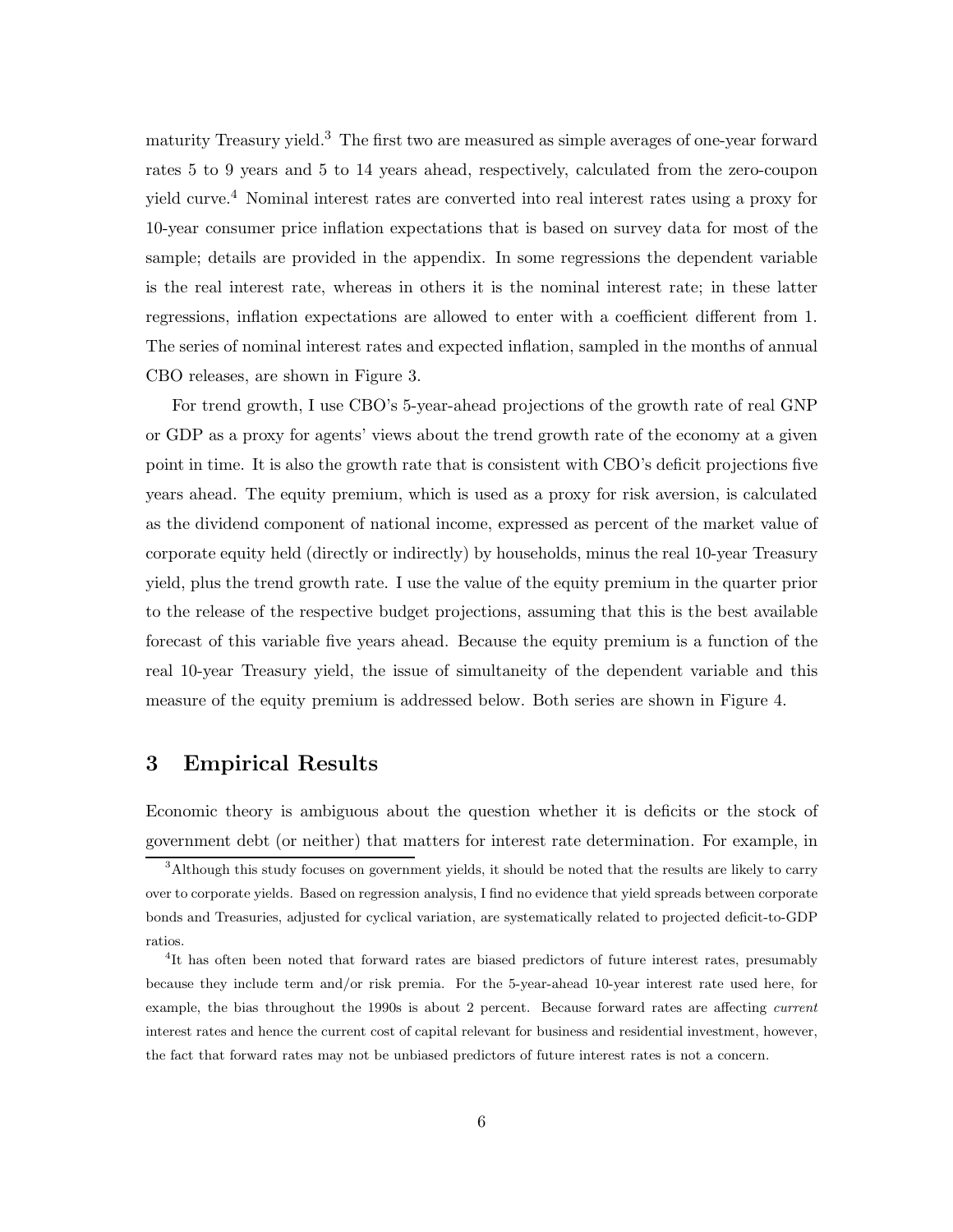maturity Treasury yield.[3] The first two are measured as simple averages of one-year forward rates 5 to 9 years and 5 to 14 years ahead, respectively, calculated from the zero-coupon yield curve.[4] Nominal interest rates are converted into real interest rates using a proxy for 10-year consumer price inflation expectations that is based on survey data for most of the sample; details are provided in the appendix. In some regressions the dependent variable is the real interest rate, whereas in others it is the nominal interest rate; in these latter regressions, inflation expectations are allowed to enter with a coefficient different from 1. The series of nominal interest rates and expected inflation, sampled in the months of annual CBO releases, are shown in Figure 3.

For trend growth, I use CBO's 5-year-ahead projections of the growth rate of real GNP or GDP as a proxy for agents' views about the trend growth rate of the economy at a given point in time. It is also the growth rate that is consistent with CBO's deficit projections five years ahead. The equity premium, which is used as a proxy for risk aversion, is calculated as the dividend component of national income, expressed as percent of the market value of corporate equity held (directly or indirectly) by households, minus the real 10-year Treasury yield, plus the trend growth rate. I use the value of the equity premium in the quarter prior to the release of the respective budget projections, assuming that this is the best available forecast of this variable five years ahead. Because the equity premium is a function of the real 10-year Treasury yield, the issue of simultaneity of the dependent variable and this measure of the equity premium is addressed below. Both series are shown in Figure 4.

# 3 Empirical Results

Economic theory is ambiguous about the question whether it is deficits or the stock of government debt (or neither) that matters for interest rate determination. For example, in

[3] Although this study focuses on government yields, it should be noted that the results are likely to carry over to corporate yields. Based on regression analysis, I find no evidence that yield spreads between corporate bonds and Treasuries, adjusted for cyclical variation, are systematically related to projected deficit-to-GDP ratios.

[4] It has often been noted that forward rates are biased predictors of future interest rates, presumably because they include term and/or risk premia. For the 5-year-ahead 10-year interest rate used here, for example, the bias throughout the 1990s is about 2 percent. Because forward rates are affecting *current* interest rates and hence the current cost of capital relevant for business and residential investment, however, the fact that forward rates may not be unbiased predictors of future interest rates is not a concern.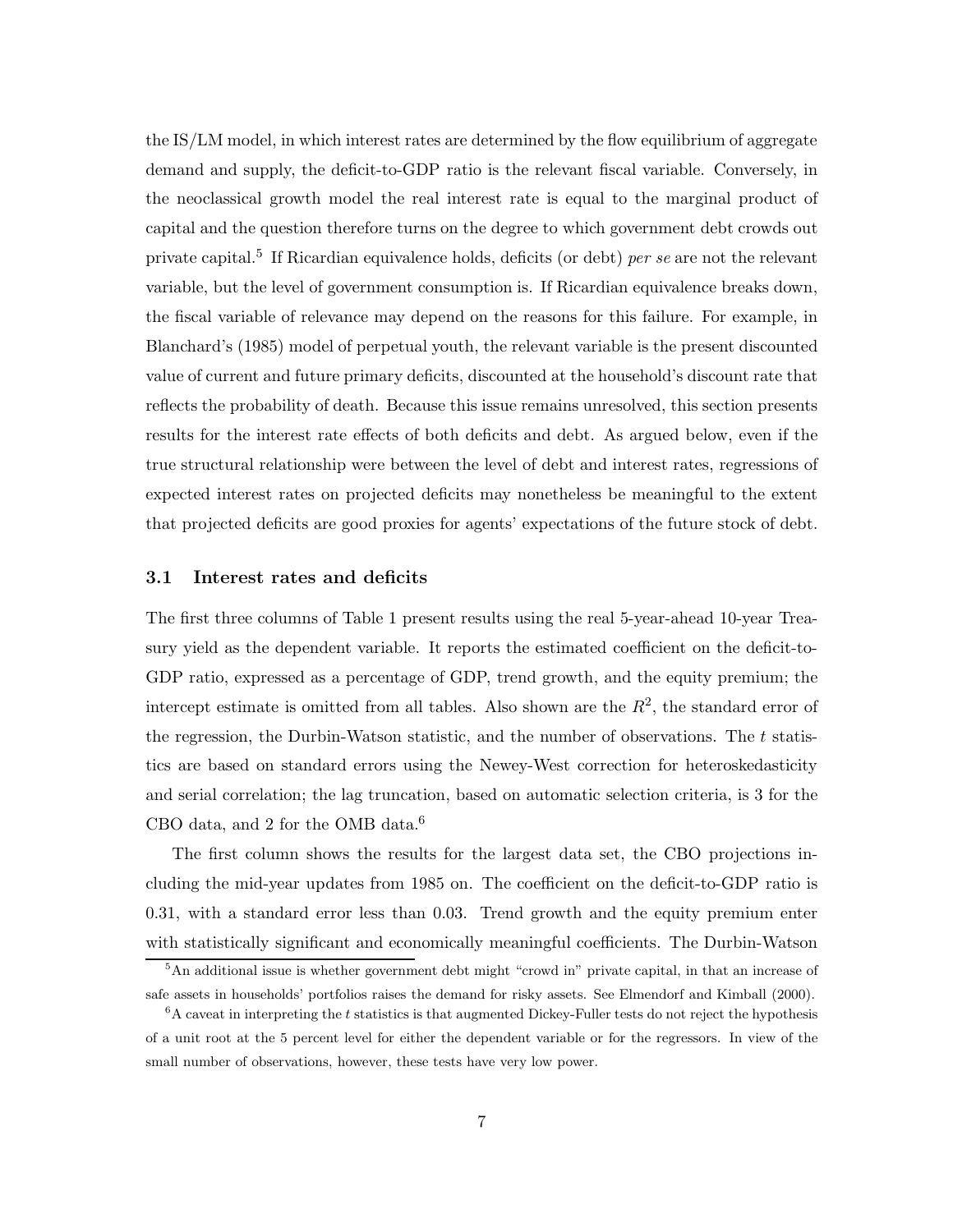the IS/LM model, in which interest rates are determined by the flow equilibrium of aggregate demand and supply, the deficit-to-GDP ratio is the relevant fiscal variable. Conversely, in the neoclassical growth model the real interest rate is equal to the marginal product of capital and the question therefore turns on the degree to which government debt crowds out private capital.[5] If Ricardian equivalence holds, deficits (or debt) *per se* are not the relevant variable, but the level of government consumption is. If Ricardian equivalence breaks down, the fiscal variable of relevance may depend on the reasons for this failure. For example, in Blanchard's (1985) model of perpetual youth, the relevant variable is the present discounted value of current and future primary deficits, discounted at the household's discount rate that reflects the probability of death. Because this issue remains unresolved, this section presents results for the interest rate effects of both deficits and debt. As argued below, even if the true structural relationship were between the level of debt and interest rates, regressions of expected interest rates on projected deficits may nonetheless be meaningful to the extent that projected deficits are good proxies for agents' expectations of the future stock of debt.

### 3.1 Interest rates and deficits

The first three columns of Table 1 present results using the real 5-year-ahead 10-year Treasury yield as the dependent variable. It reports the estimated coefficient on the deficit-to-GDP ratio, expressed as a percentage of GDP, trend growth, and the equity premium; the intercept estimate is omitted from all tables. Also shown are the $R^2$, the standard error of the regression, the Durbin-Watson statistic, and the number of observations. The $t$ statistics are based on standard errors using the Newey-West correction for heteroskedasticity and serial correlation; the lag truncation, based on automatic selection criteria, is 3 for the CBO data, and 2 for the OMB data.[6]

The first column shows the results for the largest data set, the CBO projections including the mid-year updates from 1985 on. The coefficient on the deficit-to-GDP ratio is 0.31, with a standard error less than 0.03. Trend growth and the equity premium enter with statistically significant and economically meaningful coefficients. The Durbin-Watson

[5] An additional issue is whether government debt might "crowd in" private capital, in that an increase of safe assets in households' portfolios raises the demand for risky assets. See Elmendorf and Kimball (2000).

[6] A caveat in interpreting the $t$ statistics is that augmented Dickey-Fuller tests do not reject the hypothesis of a unit root at the 5 percent level for either the dependent variable or for the regressors. In view of the small number of observations, however, these tests have very low power.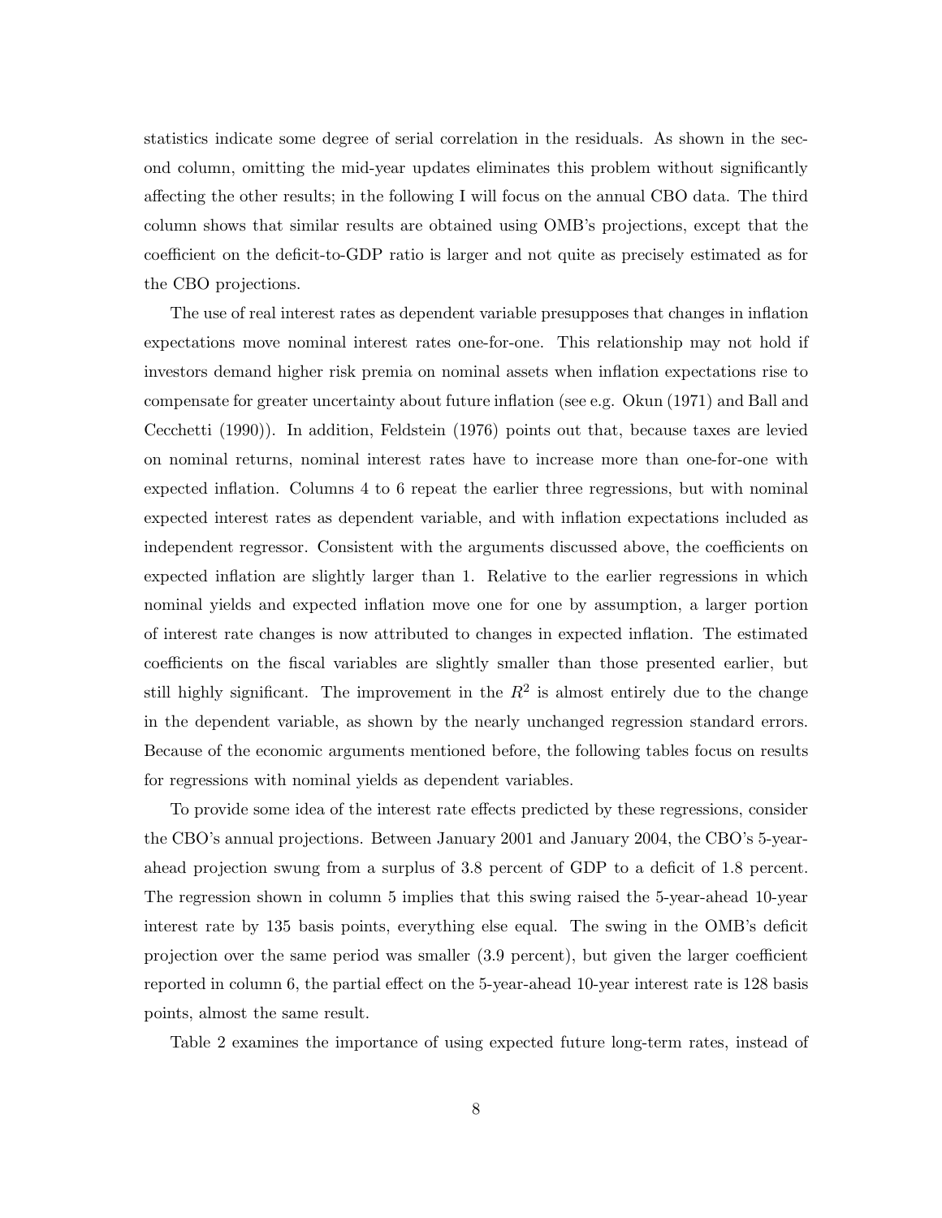statistics indicate some degree of serial correlation in the residuals. As shown in the second column, omitting the mid-year updates eliminates this problem without significantly affecting the other results; in the following I will focus on the annual CBO data. The third column shows that similar results are obtained using OMB's projections, except that the coefficient on the deficit-to-GDP ratio is larger and not quite as precisely estimated as for the CBO projections.

The use of real interest rates as dependent variable presupposes that changes in inflation expectations move nominal interest rates one-for-one. This relationship may not hold if investors demand higher risk premia on nominal assets when inflation expectations rise to compensate for greater uncertainty about future inflation (see e.g. Okun (1971) and Ball and Cecchetti (1990)). In addition, Feldstein (1976) points out that, because taxes are levied on nominal returns, nominal interest rates have to increase more than one-for-one with expected inflation. Columns 4 to 6 repeat the earlier three regressions, but with nominal expected interest rates as dependent variable, and with inflation expectations included as independent regressor. Consistent with the arguments discussed above, the coefficients on expected inflation are slightly larger than 1. Relative to the earlier regressions in which nominal yields and expected inflation move one for one by assumption, a larger portion of interest rate changes is now attributed to changes in expected inflation. The estimated coefficients on the fiscal variables are slightly smaller than those presented earlier, but still highly significant. The improvement in the $R^2$ is almost entirely due to the change in the dependent variable, as shown by the nearly unchanged regression standard errors. Because of the economic arguments mentioned before, the following tables focus on results for regressions with nominal yields as dependent variables.

To provide some idea of the interest rate effects predicted by these regressions, consider the CBO's annual projections. Between January 2001 and January 2004, the CBO's 5-year-ahead projection swung from a surplus of 3.8 percent of GDP to a deficit of 1.8 percent. The regression shown in column 5 implies that this swing raised the 5-year-ahead 10-year interest rate by 135 basis points, everything else equal. The swing in the OMB's deficit projection over the same period was smaller (3.9 percent), but given the larger coefficient reported in column 6, the partial effect on the 5-year-ahead 10-year interest rate is 128 basis points, almost the same result.

Table 2 examines the importance of using expected future long-term rates, instead of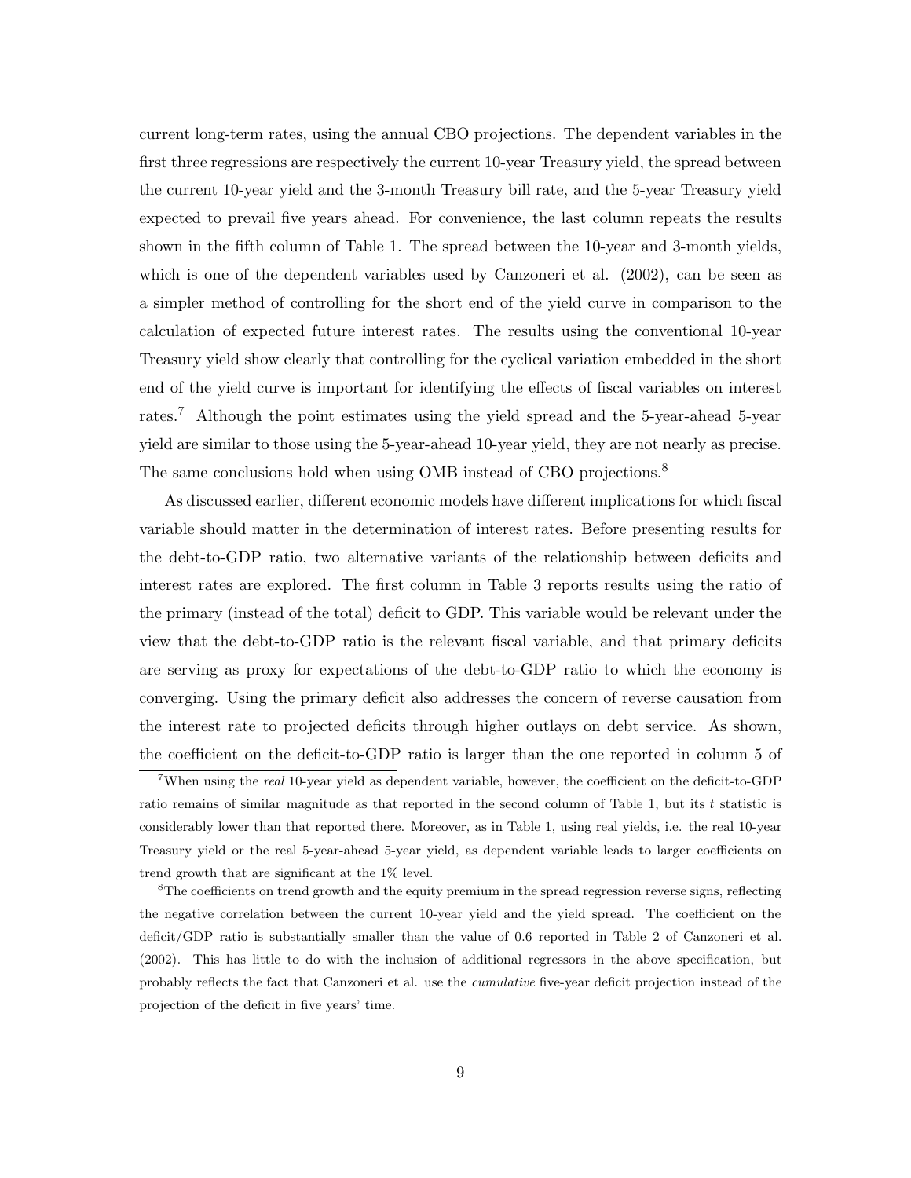current long-term rates, using the annual CBO projections. The dependent variables in the first three regressions are respectively the current 10-year Treasury yield, the spread between the current 10-year yield and the 3-month Treasury bill rate, and the 5-year Treasury yield expected to prevail five years ahead. For convenience, the last column repeats the results shown in the fifth column of Table 1. The spread between the 10-year and 3-month yields, which is one of the dependent variables used by Canzoneri et al. (2002), can be seen as a simpler method of controlling for the short end of the yield curve in comparison to the calculation of expected future interest rates. The results using the conventional 10-year Treasury yield show clearly that controlling for the cyclical variation embedded in the short end of the yield curve is important for identifying the effects of fiscal variables on interest rates.[7] Although the point estimates using the yield spread and the 5-year-ahead 5-year yield are similar to those using the 5-year-ahead 10-year yield, they are not nearly as precise. The same conclusions hold when using OMB instead of CBO projections.[8]

As discussed earlier, different economic models have different implications for which fiscal variable should matter in the determination of interest rates. Before presenting results for the debt-to-GDP ratio, two alternative variants of the relationship between deficits and interest rates are explored. The first column in Table 3 reports results using the ratio of the primary (instead of the total) deficit to GDP. This variable would be relevant under the view that the debt-to-GDP ratio is the relevant fiscal variable, and that primary deficits are serving as proxy for expectations of the debt-to-GDP ratio to which the economy is converging. Using the primary deficit also addresses the concern of reverse causation from the interest rate to projected deficits through higher outlays on debt service. As shown, the coefficient on the deficit-to-GDP ratio is larger than the one reported in column 5 of

[7] When using the *real* 10-year yield as dependent variable, however, the coefficient on the deficit-to-GDP ratio remains of similar magnitude as that reported in the second column of Table 1, but its $t$ statistic is considerably lower than that reported there. Moreover, as in Table 1, using real yields, i.e. the real 10-year Treasury yield or the real 5-year-ahead 5-year yield, as dependent variable leads to larger coefficients on trend growth that are significant at the 1% level.

[8] The coefficients on trend growth and the equity premium in the spread regression reverse signs, reflecting the negative correlation between the current 10-year yield and the yield spread. The coefficient on the deficit/GDP ratio is substantially smaller than the value of 0.6 reported in Table 2 of Canzoneri et al. (2002). This has little to do with the inclusion of additional regressors in the above specification, but probably reflects the fact that Canzoneri et al. use the *cumulative* five-year deficit projection instead of the projection of the deficit in five years' time.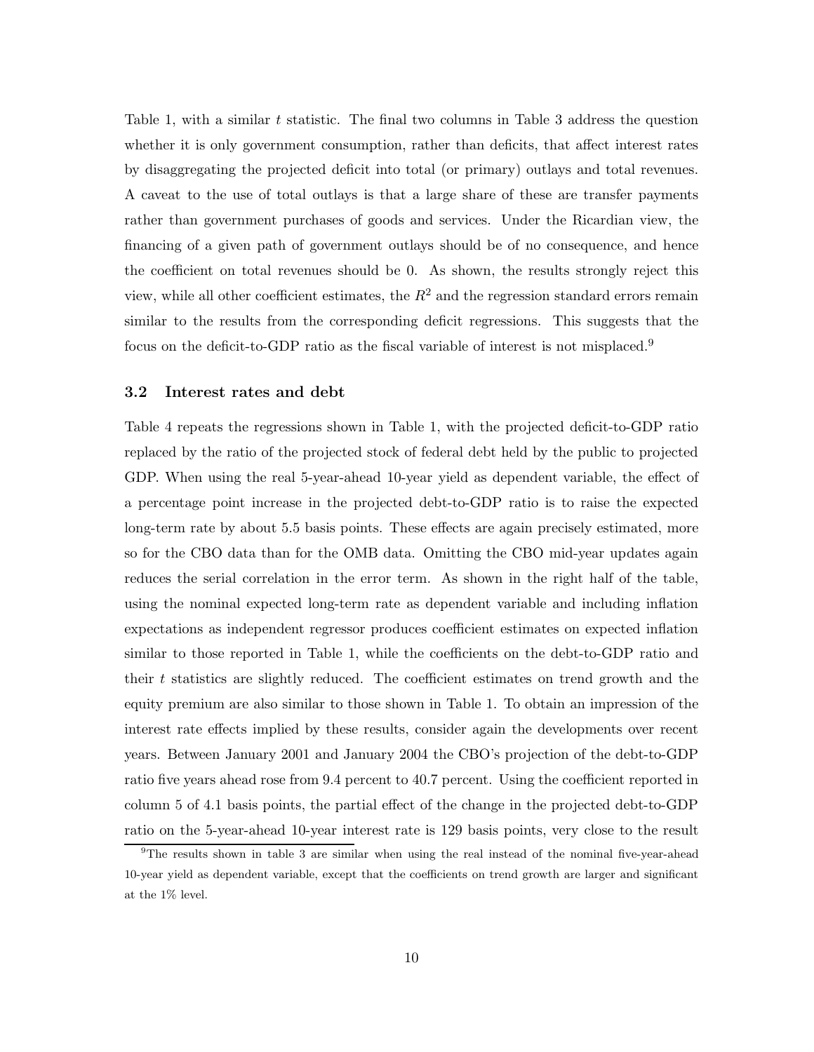Table 1, with a similar $t$ statistic. The final two columns in Table 3 address the question whether it is only government consumption, rather than deficits, that affect interest rates by disaggregating the projected deficit into total (or primary) outlays and total revenues. A caveat to the use of total outlays is that a large share of these are transfer payments rather than government purchases of goods and services. Under the Ricardian view, the financing of a given path of government outlays should be of no consequence, and hence the coefficient on total revenues should be 0. As shown, the results strongly reject this view, while all other coefficient estimates, the $R^2$ and the regression standard errors remain similar to the results from the corresponding deficit regressions. This suggests that the focus on the deficit-to-GDP ratio as the fiscal variable of interest is not misplaced.[9]

### 3.2 Interest rates and debt

Table 4 repeats the regressions shown in Table 1, with the projected deficit-to-GDP ratio replaced by the ratio of the projected stock of federal debt held by the public to projected GDP. When using the real 5-year-ahead 10-year yield as dependent variable, the effect of a percentage point increase in the projected debt-to-GDP ratio is to raise the expected long-term rate by about 5.5 basis points. These effects are again precisely estimated, more so for the CBO data than for the OMB data. Omitting the CBO mid-year updates again reduces the serial correlation in the error term. As shown in the right half of the table, using the nominal expected long-term rate as dependent variable and including inflation expectations as independent regressor produces coefficient estimates on expected inflation similar to those reported in Table 1, while the coefficients on the debt-to-GDP ratio and their $t$ statistics are slightly reduced. The coefficient estimates on trend growth and the equity premium are also similar to those shown in Table 1. To obtain an impression of the interest rate effects implied by these results, consider again the developments over recent years. Between January 2001 and January 2004 the CBO's projection of the debt-to-GDP ratio five years ahead rose from 9.4 percent to 40.7 percent. Using the coefficient reported in column 5 of 4.1 basis points, the partial effect of the change in the projected debt-to-GDP ratio on the 5-year-ahead 10-year interest rate is 129 basis points, very close to the result

[9] The results shown in table 3 are similar when using the real instead of the nominal five-year-ahead 10-year yield as dependent variable, except that the coefficients on trend growth are larger and significant at the 1% level.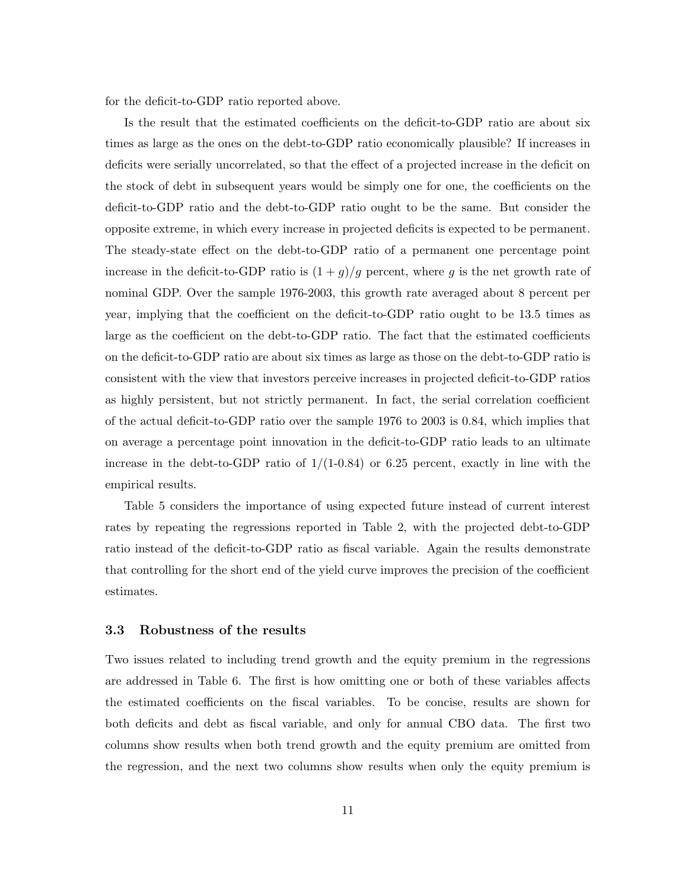for the deficit-to-GDP ratio reported above.

Is the result that the estimated coefficients on the deficit-to-GDP ratio are about six times as large as the ones on the debt-to-GDP ratio economically plausible? If increases in deficits were serially uncorrelated, so that the effect of a projected increase in the deficit on the stock of debt in subsequent years would be simply one for one, the coefficients on the deficit-to-GDP ratio and the debt-to-GDP ratio ought to be the same. But consider the opposite extreme, in which every increase in projected deficits is expected to be permanent. The steady-state effect on the debt-to-GDP ratio of a permanent one percentage point increase in the deficit-to-GDP ratio is $(1 + g)/g$ percent, where $g$ is the net growth rate of nominal GDP. Over the sample 1976-2003, this growth rate averaged about 8 percent per year, implying that the coefficient on the deficit-to-GDP ratio ought to be 13.5 times as large as the coefficient on the debt-to-GDP ratio. The fact that the estimated coefficients on the deficit-to-GDP ratio are about six times as large as those on the debt-to-GDP ratio is consistent with the view that investors perceive increases in projected deficit-to-GDP ratios as highly persistent, but not strictly permanent. In fact, the serial correlation coefficient of the actual deficit-to-GDP ratio over the sample 1976 to 2003 is 0.84, which implies that on average a percentage point innovation in the deficit-to-GDP ratio leads to an ultimate increase in the debt-to-GDP ratio of $1/(1\text{-}0.84)$ or 6.25 percent, exactly in line with the empirical results.

Table 5 considers the importance of using expected future instead of current interest rates by repeating the regressions reported in Table 2, with the projected debt-to-GDP ratio instead of the deficit-to-GDP ratio as fiscal variable. Again the results demonstrate that controlling for the short end of the yield curve improves the precision of the coefficient estimates.

### 3.3 Robustness of the results

Two issues related to including trend growth and the equity premium in the regressions are addressed in Table 6. The first is how omitting one or both of these variables affects the estimated coefficients on the fiscal variables. To be concise, results are shown for both deficits and debt as fiscal variable, and only for annual CBO data. The first two columns show results when both trend growth and the equity premium are omitted from the regression, and the next two columns show results when only the equity premium is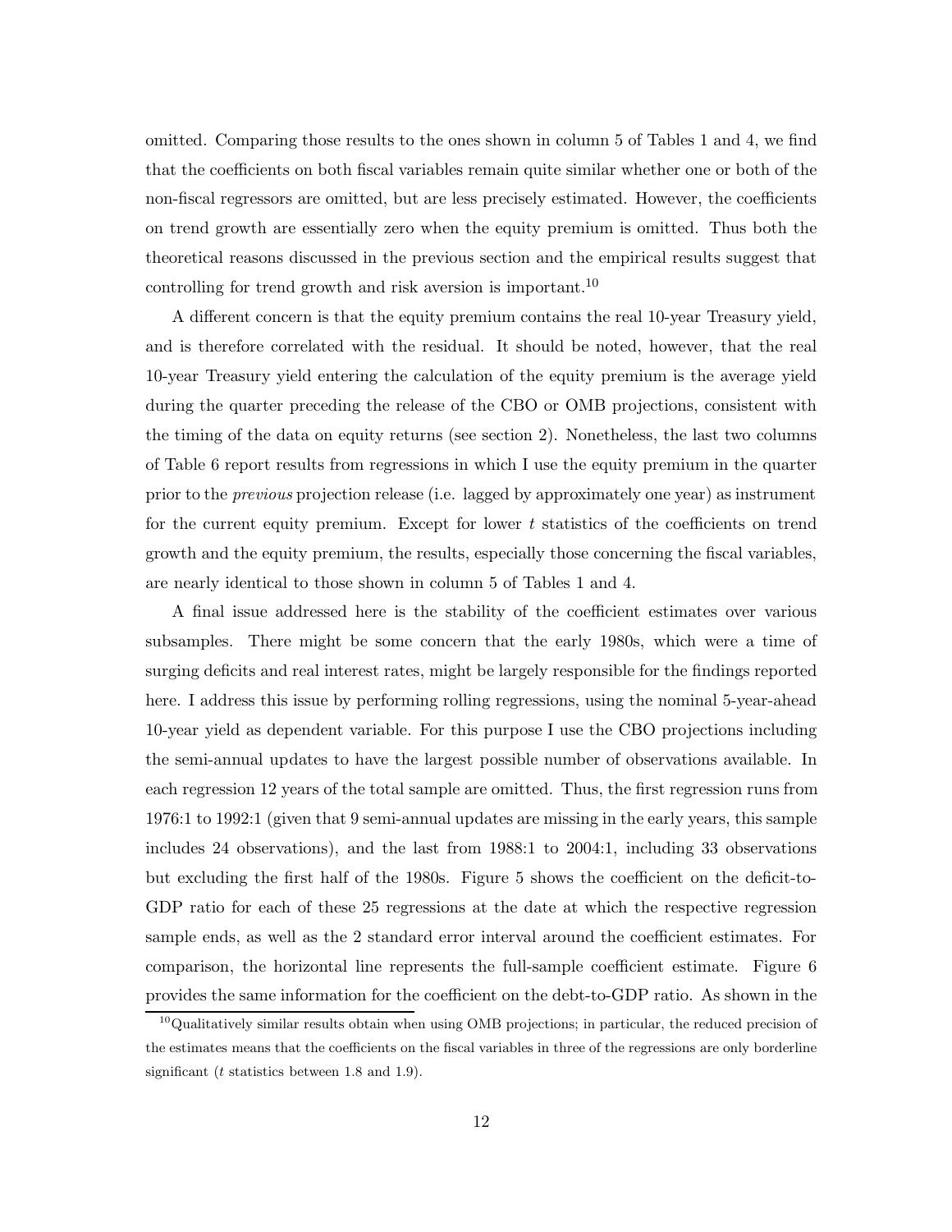omitted. Comparing those results to the ones shown in column 5 of Tables 1 and 4, we find that the coefficients on both fiscal variables remain quite similar whether one or both of the non-fiscal regressors are omitted, but are less precisely estimated. However, the coefficients on trend growth are essentially zero when the equity premium is omitted. Thus both the theoretical reasons discussed in the previous section and the empirical results suggest that controlling for trend growth and risk aversion is important.[10]

A different concern is that the equity premium contains the real 10-year Treasury yield, and is therefore correlated with the residual. It should be noted, however, that the real 10-year Treasury yield entering the calculation of the equity premium is the average yield during the quarter preceding the release of the CBO or OMB projections, consistent with the timing of the data on equity returns (see section 2). Nonetheless, the last two columns of Table 6 report results from regressions in which I use the equity premium in the quarter prior to the *previous* projection release (i.e. lagged by approximately one year) as instrument for the current equity premium. Except for lower $t$ statistics of the coefficients on trend growth and the equity premium, the results, especially those concerning the fiscal variables, are nearly identical to those shown in column 5 of Tables 1 and 4.

A final issue addressed here is the stability of the coefficient estimates over various subsamples. There might be some concern that the early 1980s, which were a time of surging deficits and real interest rates, might be largely responsible for the findings reported here. I address this issue by performing rolling regressions, using the nominal 5-year-ahead 10-year yield as dependent variable. For this purpose I use the CBO projections including the semi-annual updates to have the largest possible number of observations available. In each regression 12 years of the total sample are omitted. Thus, the first regression runs from 1976:1 to 1992:1 (given that 9 semi-annual updates are missing in the early years, this sample includes 24 observations), and the last from 1988:1 to 2004:1, including 33 observations but excluding the first half of the 1980s. Figure 5 shows the coefficient on the deficit-to-GDP ratio for each of these 25 regressions at the date at which the respective regression sample ends, as well as the 2 standard error interval around the coefficient estimates. For comparison, the horizontal line represents the full-sample coefficient estimate. Figure 6 provides the same information for the coefficient on the debt-to-GDP ratio. As shown in the

[10] Qualitatively similar results obtain when using OMB projections; in particular, the reduced precision of the estimates means that the coefficients on the fiscal variables in three of the regressions are only borderline significant ($t$ statistics between 1.8 and 1.9).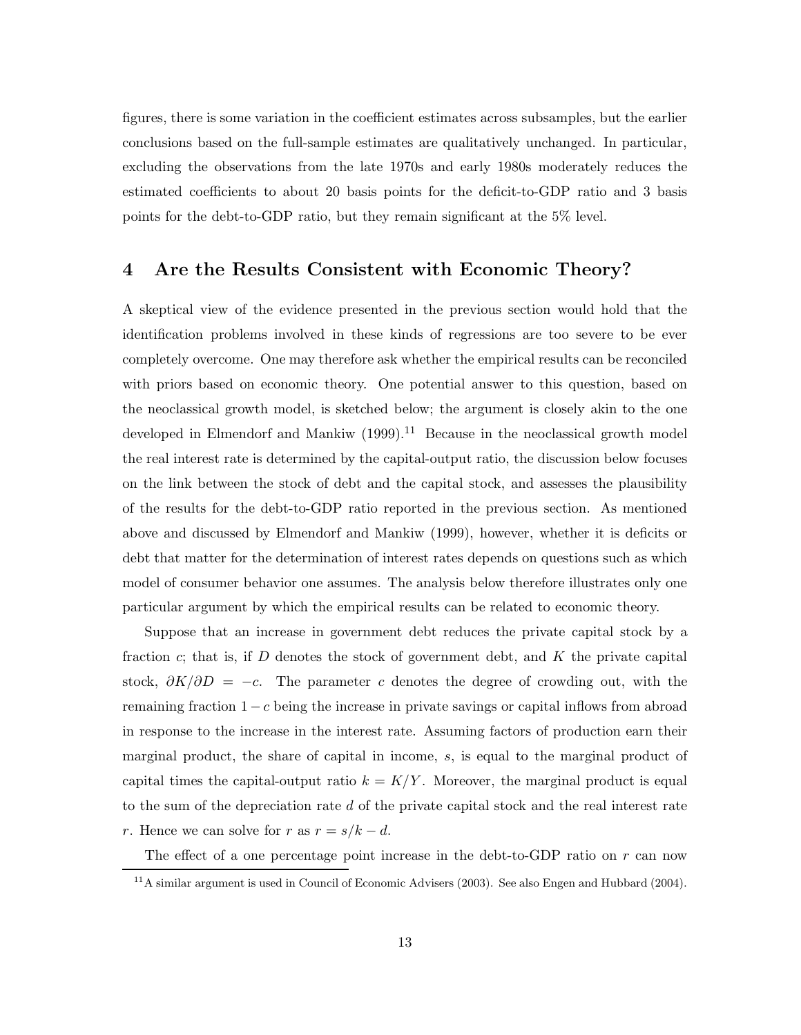figures, there is some variation in the coefficient estimates across subsamples, but the earlier conclusions based on the full-sample estimates are qualitatively unchanged. In particular, excluding the observations from the late 1970s and early 1980s moderately reduces the estimated coefficients to about 20 basis points for the deficit-to-GDP ratio and 3 basis points for the debt-to-GDP ratio, but they remain significant at the 5% level.

## 4 Are the Results Consistent with Economic Theory?

A skeptical view of the evidence presented in the previous section would hold that the identification problems involved in these kinds of regressions are too severe to be ever completely overcome. One may therefore ask whether the empirical results can be reconciled with priors based on economic theory. One potential answer to this question, based on the neoclassical growth model, is sketched below; the argument is closely akin to the one developed in Elmendorf and Mankiw (1999).[11] Because in the neoclassical growth model the real interest rate is determined by the capital-output ratio, the discussion below focuses on the link between the stock of debt and the capital stock, and assesses the plausibility of the results for the debt-to-GDP ratio reported in the previous section. As mentioned above and discussed by Elmendorf and Mankiw (1999), however, whether it is deficits or debt that matter for the determination of interest rates depends on questions such as which model of consumer behavior one assumes. The analysis below therefore illustrates only one particular argument by which the empirical results can be related to economic theory.

Suppose that an increase in government debt reduces the private capital stock by a fraction $c$; that is, if $D$ denotes the stock of government debt, and $K$ the private capital stock, $\partial K/\partial D = -c$. The parameter $c$ denotes the degree of crowding out, with the remaining fraction $1-c$ being the increase in private savings or capital inflows from abroad in response to the increase in the interest rate. Assuming factors of production earn their marginal product, the share of capital in income, $s$, is equal to the marginal product of capital times the capital-output ratio $k = K/Y$. Moreover, the marginal product is equal to the sum of the depreciation rate $d$ of the private capital stock and the real interest rate $r$. Hence we can solve for $r$ as $r = s/k - d$.

The effect of a one percentage point increase in the debt-to-GDP ratio on $r$ can now

[11] A similar argument is used in Council of Economic Advisers (2003). See also Engen and Hubbard (2004).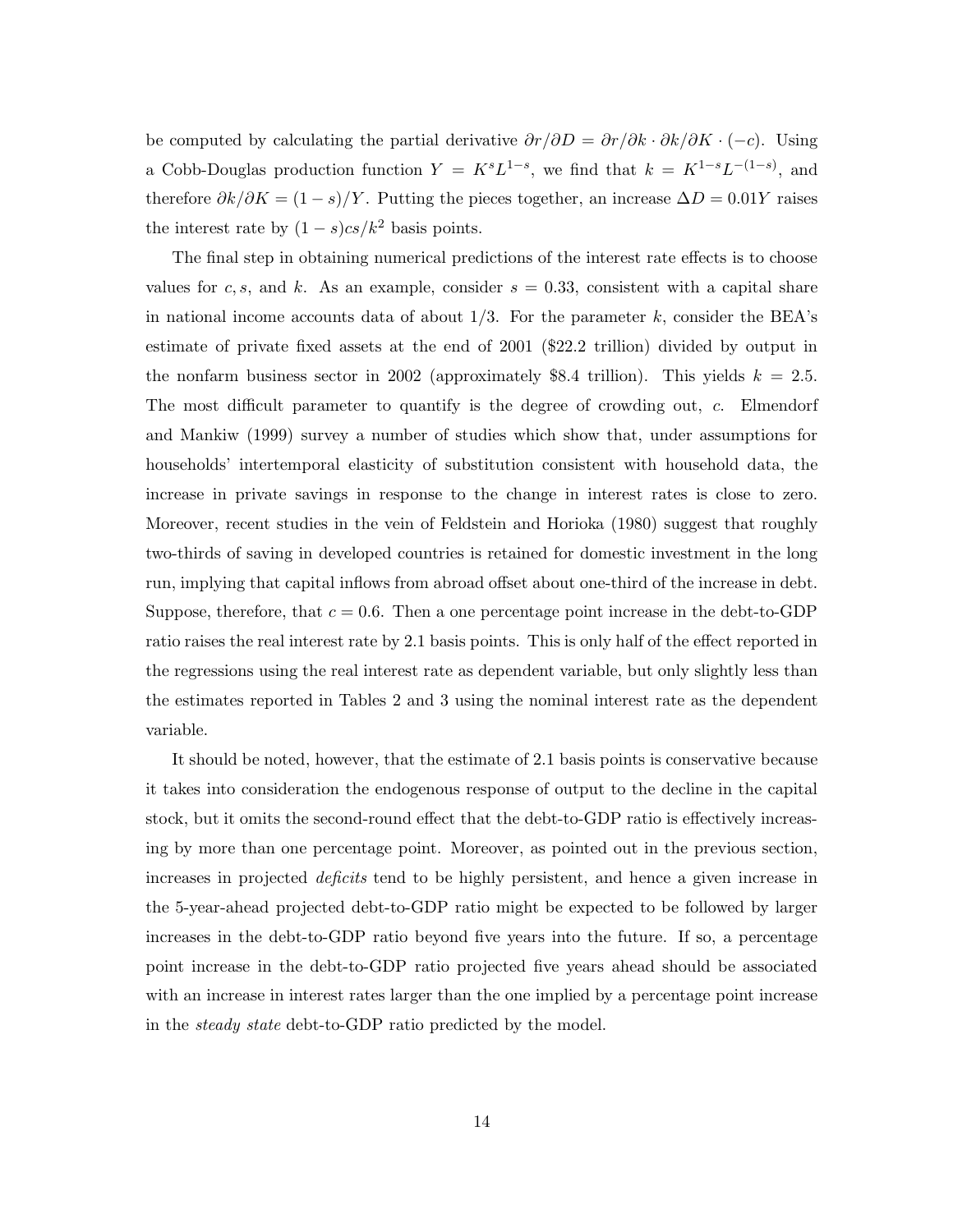be computed by calculating the partial derivative $\partial r/\partial D = \partial r/\partial k \cdot \partial k/\partial K \cdot (-c)$. Using a Cobb-Douglas production function $Y = K^s L^{1-s}$, we find that $k = K^{1-s} L^{-(1-s)}$, and therefore $\partial k/\partial K = (1-s)/Y$. Putting the pieces together, an increase $\Delta D = 0.01Y$ raises the interest rate by $(1-s)cs/k^2$ basis points.

The final step in obtaining numerical predictions of the interest rate effects is to choose values for $c, s$, and $k$. As an example, consider $s = 0.33$, consistent with a capital share in national income accounts data of about 1/3. For the parameter $k$, consider the BEA's estimate of private fixed assets at the end of 2001 ($22.2 trillion) divided by output in the nonfarm business sector in 2002 (approximately $8.4 trillion). This yields $k = 2.5$. The most difficult parameter to quantify is the degree of crowding out, $c$. Elmendorf and Mankiw (1999) survey a number of studies which show that, under assumptions for households' intertemporal elasticity of substitution consistent with household data, the increase in private savings in response to the change in interest rates is close to zero. Moreover, recent studies in the vein of Feldstein and Horioka (1980) suggest that roughly two-thirds of saving in developed countries is retained for domestic investment in the long run, implying that capital inflows from abroad offset about one-third of the increase in debt. Suppose, therefore, that $c = 0.6$. Then a one percentage point increase in the debt-to-GDP ratio raises the real interest rate by 2.1 basis points. This is only half of the effect reported in the regressions using the real interest rate as dependent variable, but only slightly less than the estimates reported in Tables 2 and 3 using the nominal interest rate as the dependent variable.

It should be noted, however, that the estimate of 2.1 basis points is conservative because it takes into consideration the endogenous response of output to the decline in the capital stock, but it omits the second-round effect that the debt-to-GDP ratio is effectively increasing by more than one percentage point. Moreover, as pointed out in the previous section, increases in projected *deficits* tend to be highly persistent, and hence a given increase in the 5-year-ahead projected debt-to-GDP ratio might be expected to be followed by larger increases in the debt-to-GDP ratio beyond five years into the future. If so, a percentage point increase in the debt-to-GDP ratio projected five years ahead should be associated with an increase in interest rates larger than the one implied by a percentage point increase in the *steady state* debt-to-GDP ratio predicted by the model.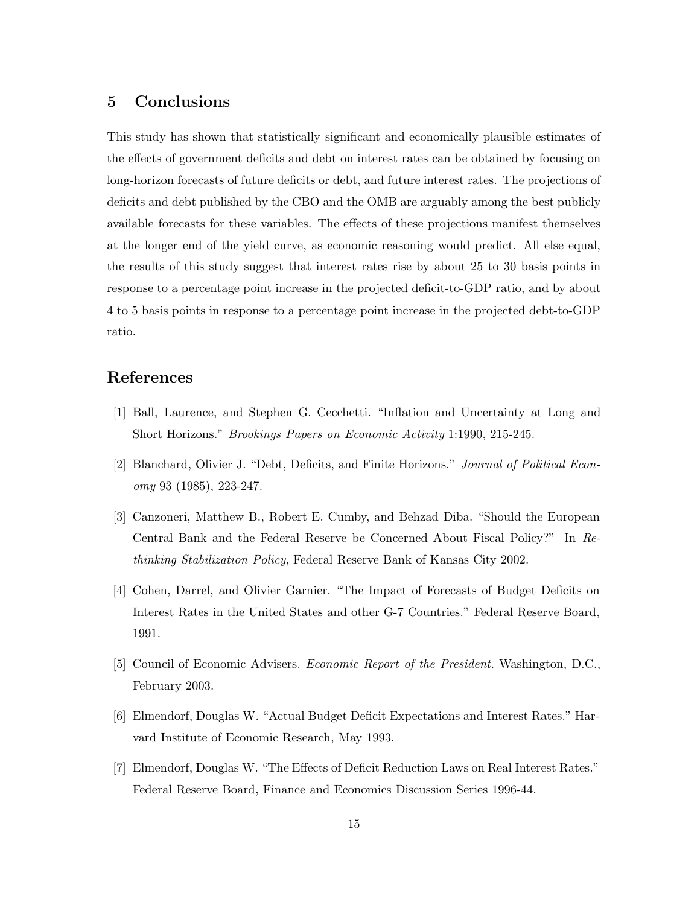## 5 Conclusions

This study has shown that statistically significant and economically plausible estimates of the effects of government deficits and debt on interest rates can be obtained by focusing on long-horizon forecasts of future deficits or debt, and future interest rates. The projections of deficits and debt published by the CBO and the OMB are arguably among the best publicly available forecasts for these variables. The effects of these projections manifest themselves at the longer end of the yield curve, as economic reasoning would predict. All else equal, the results of this study suggest that interest rates rise by about 25 to 30 basis points in response to a percentage point increase in the projected deficit-to-GDP ratio, and by about 4 to 5 basis points in response to a percentage point increase in the projected debt-to-GDP ratio.

## References

[1] Ball, Laurence, and Stephen G. Cecchetti. "Inflation and Uncertainty at Long and Short Horizons." *Brookings Papers on Economic Activity* 1:1990, 215-245.

[2] Blanchard, Olivier J. "Debt, Deficits, and Finite Horizons." *Journal of Political Economy* 93 (1985), 223-247.

[3] Canzoneri, Matthew B., Robert E. Cumby, and Behzad Diba. "Should the European Central Bank and the Federal Reserve be Concerned About Fiscal Policy?" In *Rethinking Stabilization Policy*, Federal Reserve Bank of Kansas City 2002.

[4] Cohen, Darrel, and Olivier Garnier. "The Impact of Forecasts of Budget Deficits on Interest Rates in the United States and other G-7 Countries." Federal Reserve Board, 1991.

[5] Council of Economic Advisers. *Economic Report of the President*. Washington, D.C., February 2003.

[6] Elmendorf, Douglas W. "Actual Budget Deficit Expectations and Interest Rates." Harvard Institute of Economic Research, May 1993.

[7] Elmendorf, Douglas W. "The Effects of Deficit Reduction Laws on Real Interest Rates." Federal Reserve Board, Finance and Economics Discussion Series 1996-44.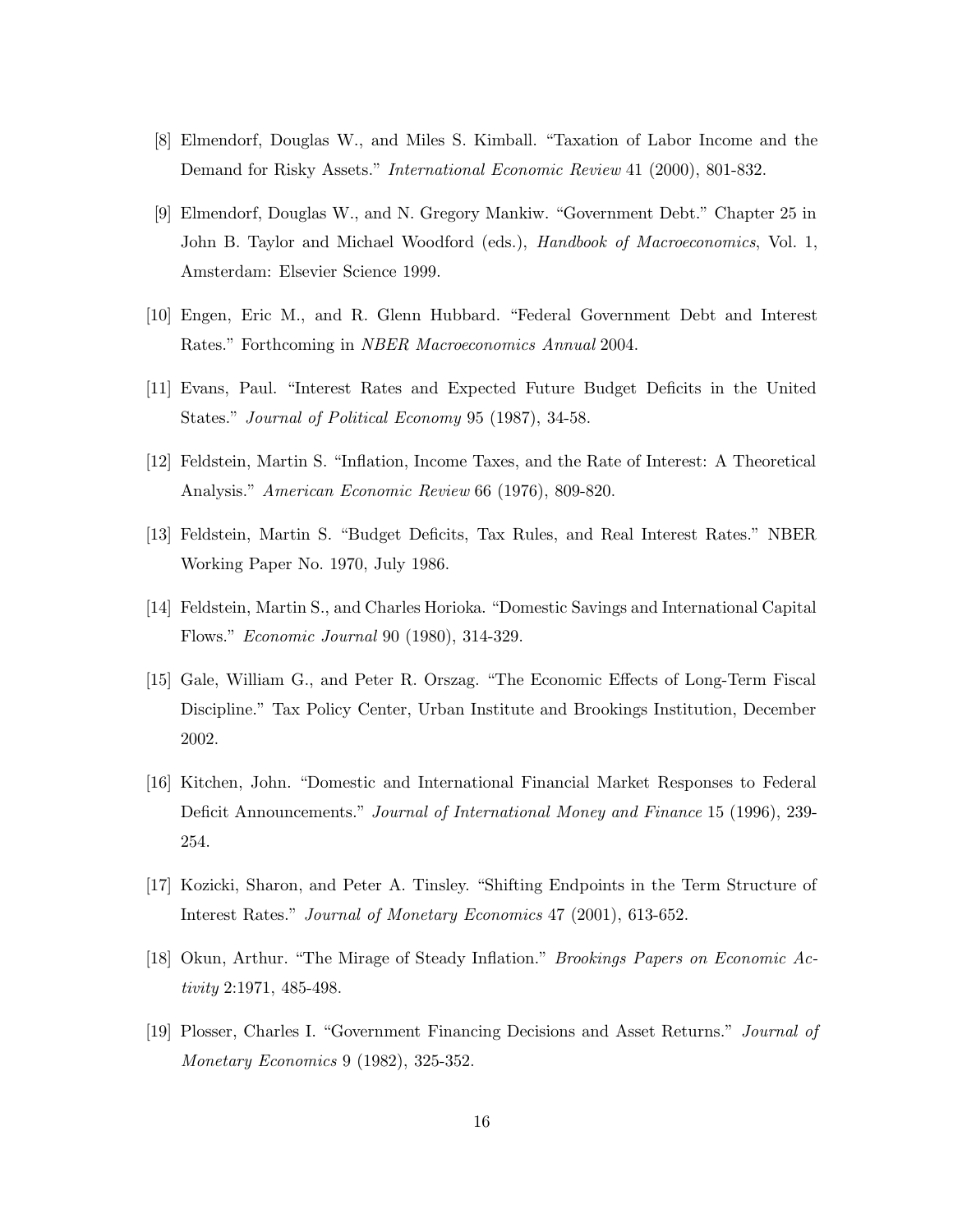[8] Elmendorf, Douglas W., and Miles S. Kimball. "Taxation of Labor Income and the Demand for Risky Assets." *International Economic Review* 41 (2000), 801-832.

[9] Elmendorf, Douglas W., and N. Gregory Mankiw. "Government Debt." Chapter 25 in John B. Taylor and Michael Woodford (eds.), *Handbook of Macroeconomics*, Vol. 1, Amsterdam: Elsevier Science 1999.

[10] Engen, Eric M., and R. Glenn Hubbard. "Federal Government Debt and Interest Rates." Forthcoming in *NBER Macroeconomics Annual* 2004.

[11] Evans, Paul. "Interest Rates and Expected Future Budget Deficits in the United States." *Journal of Political Economy* 95 (1987), 34-58.

[12] Feldstein, Martin S. "Inflation, Income Taxes, and the Rate of Interest: A Theoretical Analysis." *American Economic Review* 66 (1976), 809-820.

[13] Feldstein, Martin S. "Budget Deficits, Tax Rules, and Real Interest Rates." NBER Working Paper No. 1970, July 1986.

[14] Feldstein, Martin S., and Charles Horioka. "Domestic Savings and International Capital Flows." *Economic Journal* 90 (1980), 314-329.

[15] Gale, William G., and Peter R. Orszag. "The Economic Effects of Long-Term Fiscal Discipline." Tax Policy Center, Urban Institute and Brookings Institution, December 2002.

[16] Kitchen, John. "Domestic and International Financial Market Responses to Federal Deficit Announcements." *Journal of International Money and Finance* 15 (1996), 239-254.

[17] Kozicki, Sharon, and Peter A. Tinsley. "Shifting Endpoints in the Term Structure of Interest Rates." *Journal of Monetary Economics* 47 (2001), 613-652.

[18] Okun, Arthur. "The Mirage of Steady Inflation." *Brookings Papers on Economic Activity* 2:1971, 485-498.

[19] Plosser, Charles I. "Government Financing Decisions and Asset Returns." *Journal of Monetary Economics* 9 (1982), 325-352.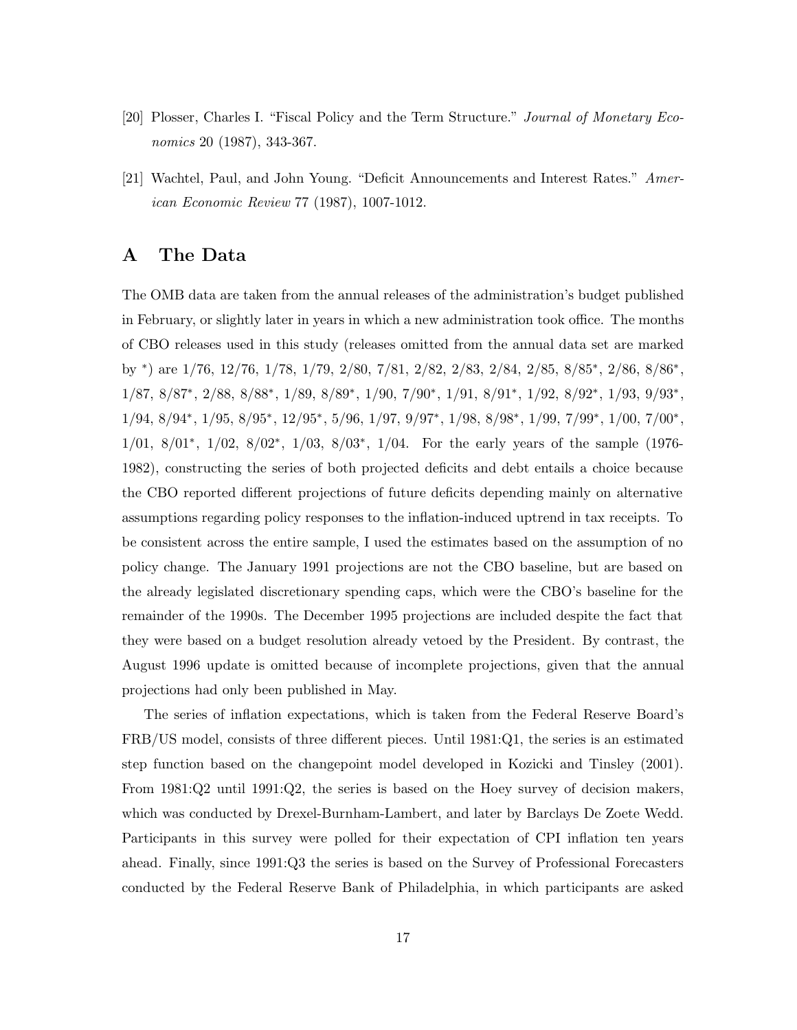[20] Plosser, Charles I. "Fiscal Policy and the Term Structure." *Journal of Monetary Economics* 20 (1987), 343-367.

[21] Wachtel, Paul, and John Young. "Deficit Announcements and Interest Rates." *American Economic Review* 77 (1987), 1007-1012.

# A The Data

The OMB data are taken from the annual releases of the administration's budget published in February, or slightly later in years in which a new administration took office. The months of CBO releases used in this study (releases omitted from the annual data set are marked by $^*$) are 1/76, 12/76, 1/78, 1/79, 2/80, 7/81, 2/82, 2/83, 2/84, 2/85, 8/85$^*$, 2/86, 8/86$^*$, 1/87, 8/87$^*$, 2/88, 8/88$^*$, 1/89, 8/89$^*$, 1/90, 7/90$^*$, 1/91, 8/91$^*$, 1/92, 8/92$^*$, 1/93, 9/93$^*$, 1/94, 8/94$^*$, 1/95, 8/95$^*$, 12/95$^*$, 5/96, 1/97, 9/97$^*$, 1/98, 8/98$^*$, 1/99, 7/99$^*$, 1/00, 7/00$^*$, 1/01, 8/01$^*$, 1/02, 8/02$^*$, 1/03, 8/03$^*$, 1/04. For the early years of the sample (1976-1982), constructing the series of both projected deficits and debt entails a choice because the CBO reported different projections of future deficits depending mainly on alternative assumptions regarding policy responses to the inflation-induced uptrend in tax receipts. To be consistent across the entire sample, I used the estimates based on the assumption of no policy change. The January 1991 projections are not the CBO baseline, but are based on the already legislated discretionary spending caps, which were the CBO's baseline for the remainder of the 1990s. The December 1995 projections are included despite the fact that they were based on a budget resolution already vetoed by the President. By contrast, the August 1996 update is omitted because of incomplete projections, given that the annual projections had only been published in May.

The series of inflation expectations, which is taken from the Federal Reserve Board's FRB/US model, consists of three different pieces. Until 1981:Q1, the series is an estimated step function based on the changepoint model developed in Kozicki and Tinsley (2001). From 1981:Q2 until 1991:Q2, the series is based on the Hoey survey of decision makers, which was conducted by Drexel-Burnham-Lambert, and later by Barclays De Zoete Wedd. Participants in this survey were polled for their expectation of CPI inflation ten years ahead. Finally, since 1991:Q3 the series is based on the Survey of Professional Forecasters conducted by the Federal Reserve Bank of Philadelphia, in which participants are asked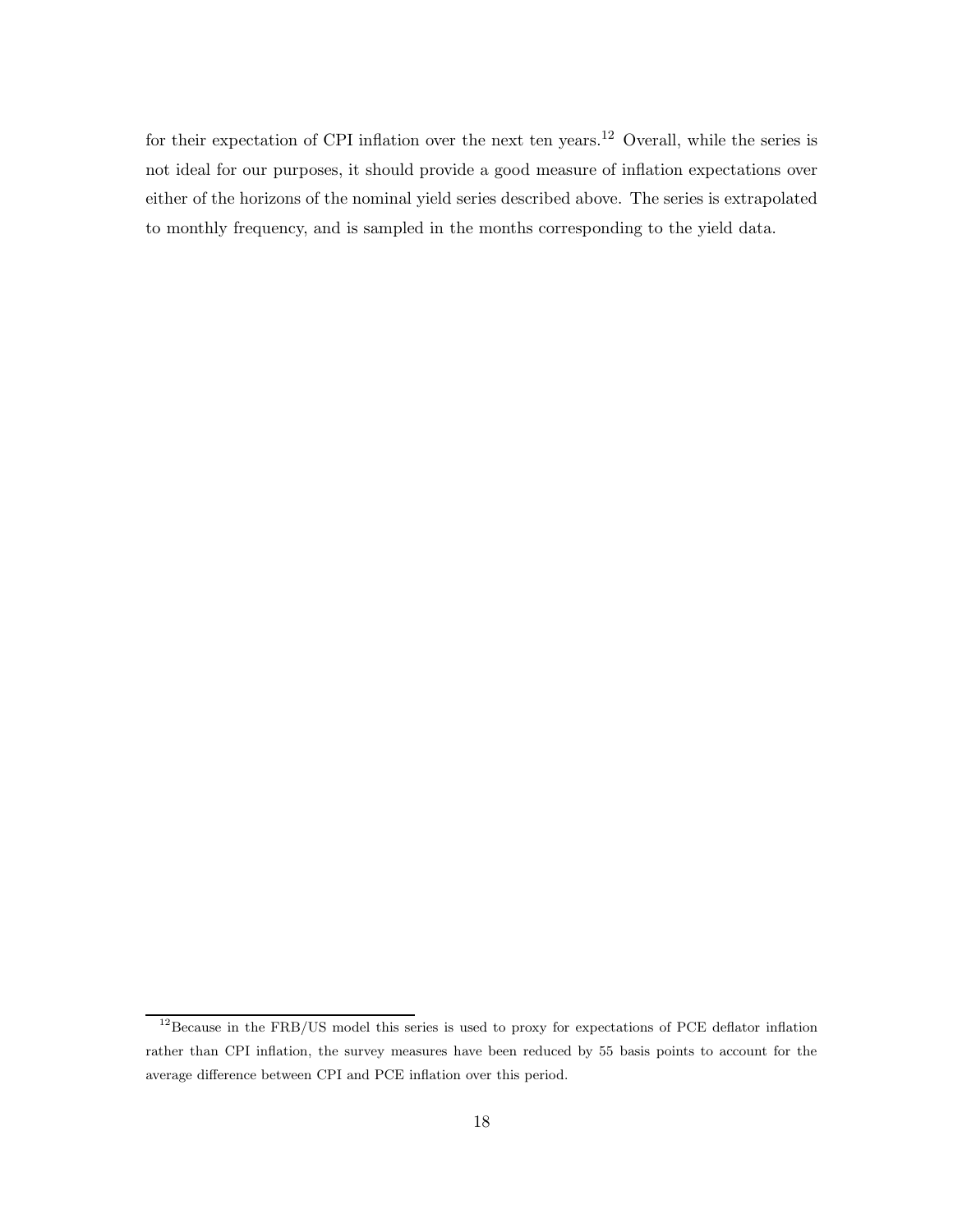for their expectation of CPI inflation over the next ten years.[12] Overall, while the series is not ideal for our purposes, it should provide a good measure of inflation expectations over either of the horizons of the nominal yield series described above. The series is extrapolated to monthly frequency, and is sampled in the months corresponding to the yield data.

[12] Because in the FRB/US model this series is used to proxy for expectations of PCE deflator inflation rather than CPI inflation, the survey measures have been reduced by 55 basis points to account for the average difference between CPI and PCE inflation over this period.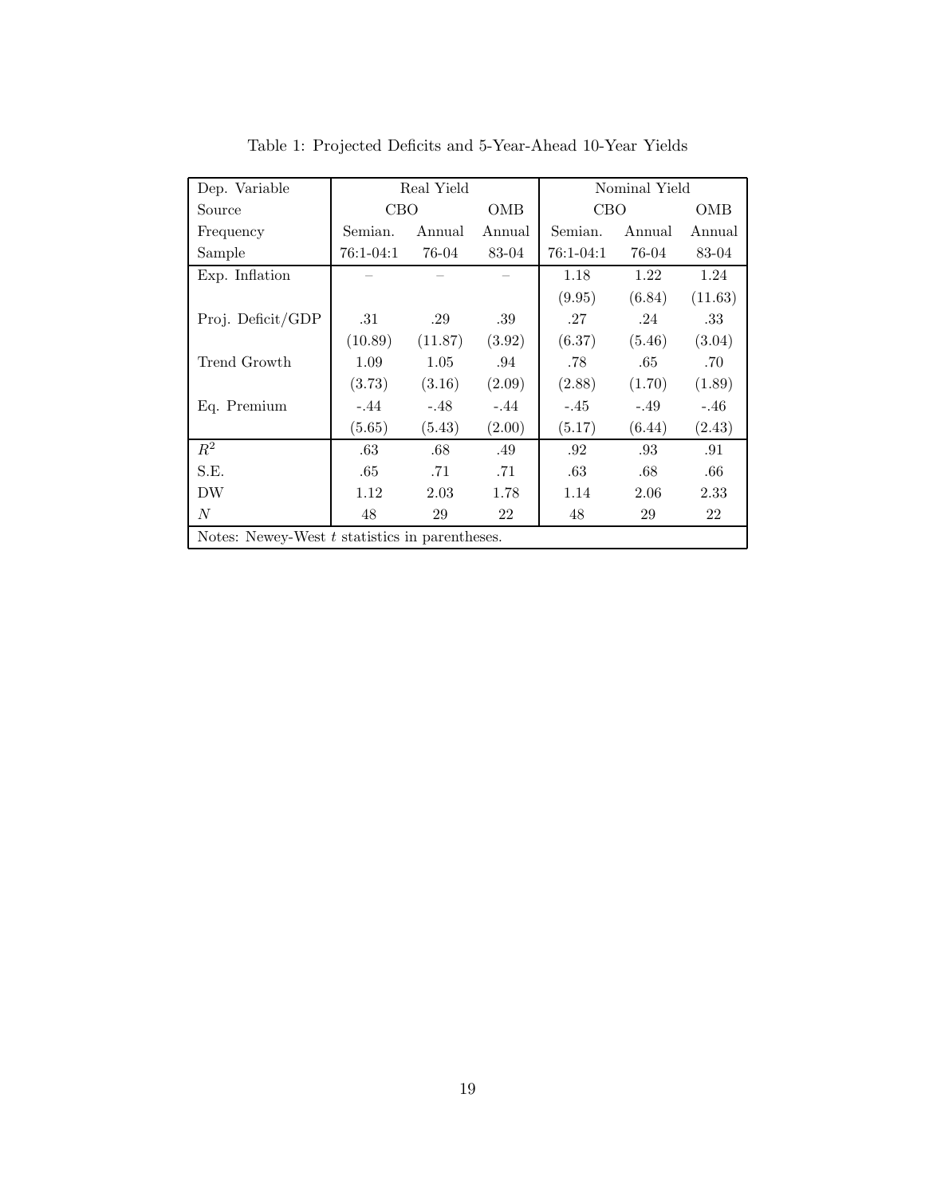Table 1: Projected Deficits and 5-Year-Ahead 10-Year Yields

| Dep. Variable | Real Yield | | | Nominal Yield | | |
|---|---|---|---|---|---|---|
| Source | CBO | | OMB | CBO | | OMB |
| Frequency | Semian. | Annual | Annual | Semian. | Annual | Annual |
| Sample | 76:1-04:1 | 76-04 | 83-04 | 76:1-04:1 | 76-04 | 83-04 |
| Exp. Inflation | – | – | – | 1.18 | 1.22 | 1.24 |
| | | | | (9.95) | (6.84) | (11.63) |
| Proj. Deficit/GDP | .31 | .29 | .39 | .27 | .24 | .33 |
| | (10.89) | (11.87) | (3.92) | (6.37) | (5.46) | (3.04) |
| Trend Growth | 1.09 | 1.05 | .94 | .78 | .65 | .70 |
| | (3.73) | (3.16) | (2.09) | (2.88) | (1.70) | (1.89) |
| Eq. Premium | -.44 | -.48 | -.44 | -.45 | -.49 | -.46 |
| | (5.65) | (5.43) | (2.00) | (5.17) | (6.44) | (2.43) |
| $R^2$ | .63 | .68 | .49 | .92 | .93 | .91 |
| S.E. | .65 | .71 | .71 | .63 | .68 | .66 |
| DW | 1.12 | 2.03 | 1.78 | 1.14 | 2.06 | 2.33 |
| $N$ | 48 | 29 | 22 | 48 | 29 | 22 |

Notes: Newey-West $t$ statistics in parentheses.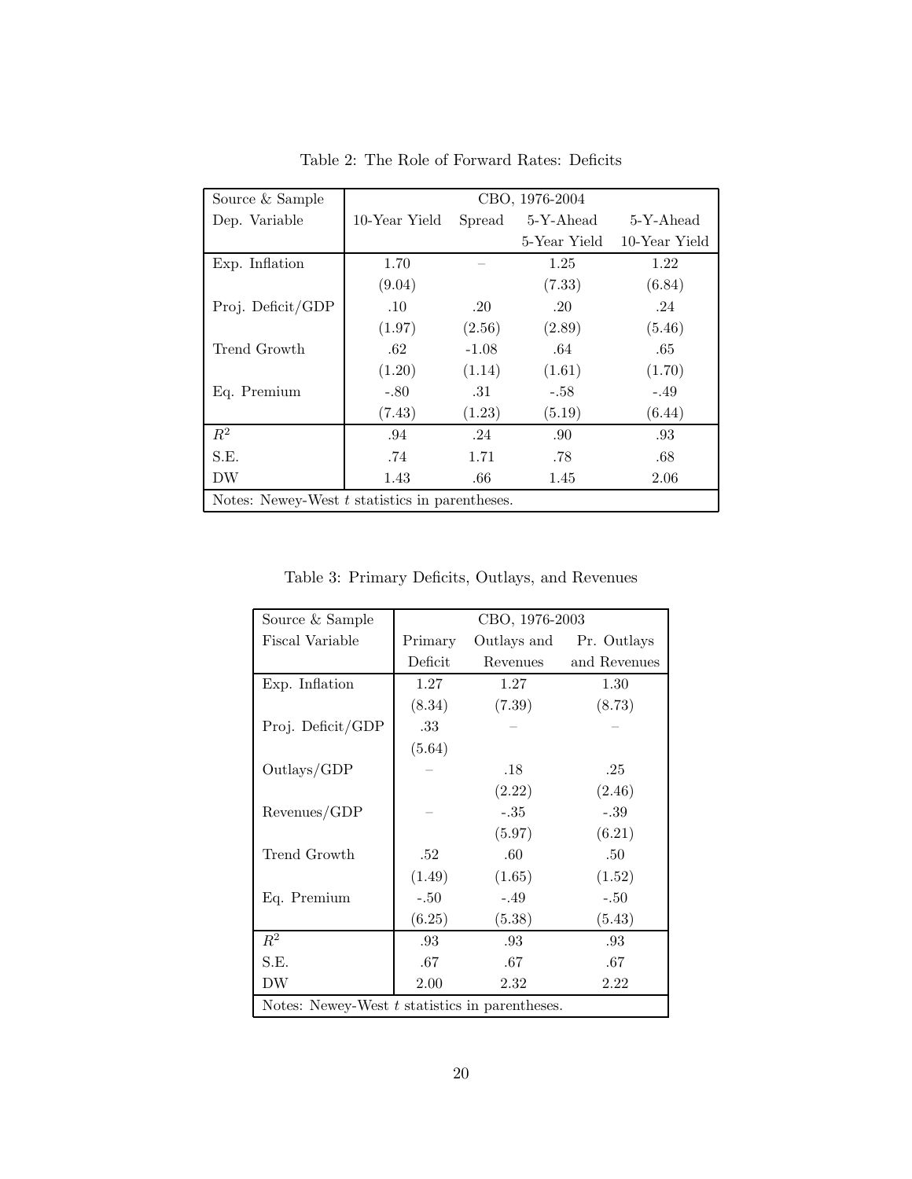Table 2: The Role of Forward Rates: Deficits

| Source & Sample | CBO, 1976-2004 | | | |
|---|---|---|---|---|
| Dep. Variable | 10-Year Yield | Spread | 5-Y-Ahead 5-Year Yield | 5-Y-Ahead 10-Year Yield |
| Exp. Inflation | 1.70 | – | 1.25 | 1.22 |
| | (9.04) | | (7.33) | (6.84) |
| Proj. Deficit/GDP | .10 | .20 | .20 | .24 |
| | (1.97) | (2.56) | (2.89) | (5.46) |
| Trend Growth | .62 | -1.08 | .64 | .65 |
| | (1.20) | (1.14) | (1.61) | (1.70) |
| Eq. Premium | -.80 | .31 | -.58 | -.49 |
| | (7.43) | (1.23) | (5.19) | (6.44) |
| $R^2$ | .94 | .24 | .90 | .93 |
| S.E. | .74 | 1.71 | .78 | .68 |
| DW | 1.43 | .66 | 1.45 | 2.06 |

Notes: Newey-West $t$ statistics in parentheses.

Table 3: Primary Deficits, Outlays, and Revenues

| Source & Sample | CBO, 1976-2003 | | |
|---|---|---|---|
| Fiscal Variable | Primary Deficit | Outlays and Revenues | Pr. Outlays and Revenues |
| Exp. Inflation | 1.27 | 1.27 | 1.30 |
| | (8.34) | (7.39) | (8.73) |
| Proj. Deficit/GDP | .33 | – | – |
| | (5.64) | | |
| Outlays/GDP | – | .18 | .25 |
| | | (2.22) | (2.46) |
| Revenues/GDP | – | -.35 | -.39 |
| | | (5.97) | (6.21) |
| Trend Growth | .52 | .60 | .50 |
| | (1.49) | (1.65) | (1.52) |
| Eq. Premium | -.50 | -.49 | -.50 |
| | (6.25) | (5.38) | (5.43) |
| $R^2$ | .93 | .93 | .93 |
| S.E. | .67 | .67 | .67 |
| DW | 2.00 | 2.32 | 2.22 |

Notes: Newey-West $t$ statistics in parentheses.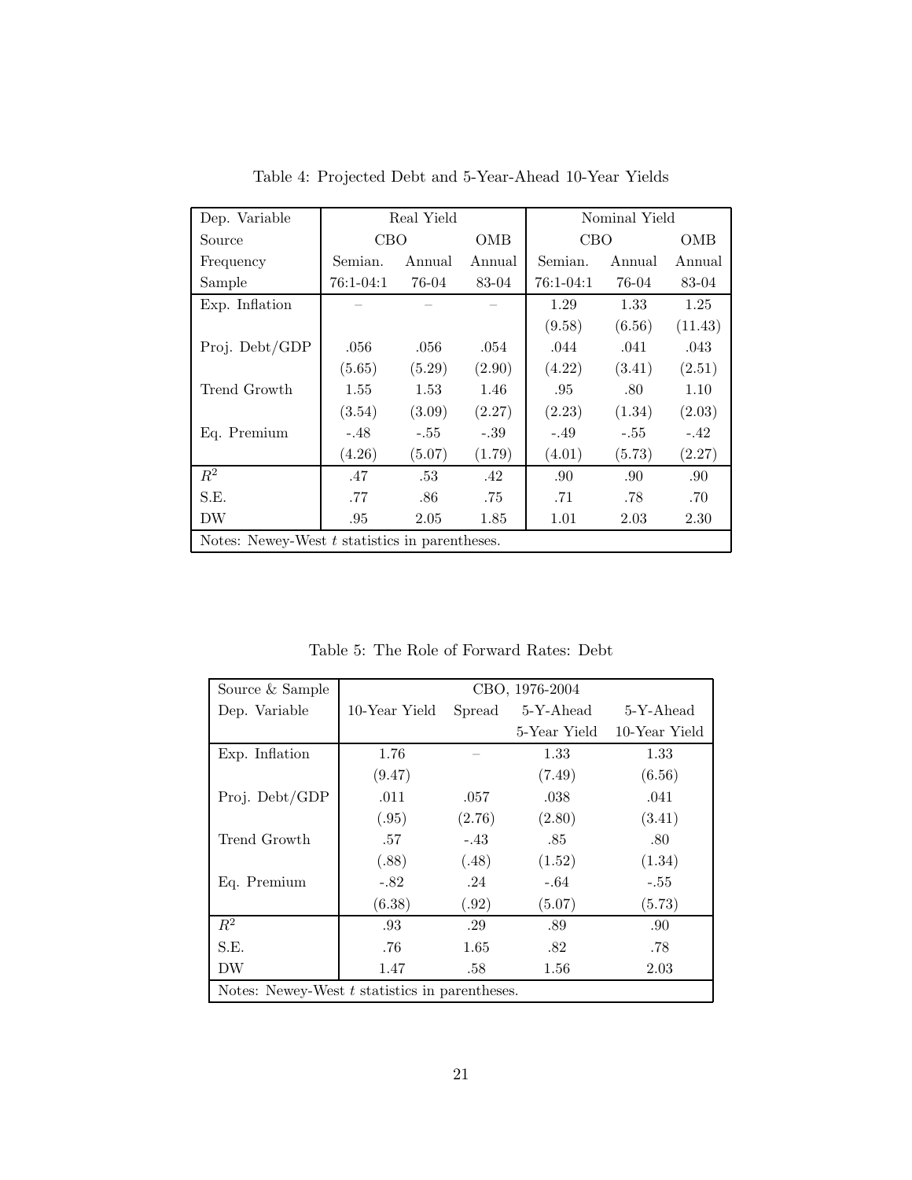Table 4: Projected Debt and 5-Year-Ahead 10-Year Yields

| Dep. Variable | Real Yield | | | Nominal Yield | | |
|---|---|---|---|---|---|---|
| Source | CBO | | OMB | CBO | | OMB |
| Frequency | Semian. | Annual | Annual | Semian. | Annual | Annual |
| Sample | 76:1-04:1 | 76-04 | 83-04 | 76:1-04:1 | 76-04 | 83-04 |
| Exp. Inflation | – | – | – | 1.29 | 1.33 | 1.25 |
| | | | | (9.58) | (6.56) | (11.43) |
| Proj. Debt/GDP | .056 | .056 | .054 | .044 | .041 | .043 |
| | (5.65) | (5.29) | (2.90) | (4.22) | (3.41) | (2.51) |
| Trend Growth | 1.55 | 1.53 | 1.46 | .95 | .80 | 1.10 |
| | (3.54) | (3.09) | (2.27) | (2.23) | (1.34) | (2.03) |
| Eq. Premium | -.48 | -.55 | -.39 | -.49 | -.55 | -.42 |
| | (4.26) | (5.07) | (1.79) | (4.01) | (5.73) | (2.27) |
| $R^2$ | .47 | .53 | .42 | .90 | .90 | .90 |
| S.E. | .77 | .86 | .75 | .71 | .78 | .70 |
| DW | .95 | 2.05 | 1.85 | 1.01 | 2.03 | 2.30 |

Notes: Newey-West $t$ statistics in parentheses.

Table 5: The Role of Forward Rates: Debt

| Source & Sample | CBO, 1976-2004 | | | |
|---|---|---|---|---|
| Dep. Variable | 10-Year Yield | Spread | 5-Y-Ahead 5-Year Yield | 5-Y-Ahead 10-Year Yield |
| Exp. Inflation | 1.76 | – | 1.33 | 1.33 |
| | (9.47) | | (7.49) | (6.56) |
| Proj. Debt/GDP | .011 | .057 | .038 | .041 |
| | (.95) | (2.76) | (2.80) | (3.41) |
| Trend Growth | .57 | -.43 | .85 | .80 |
| | (.88) | (.48) | (1.52) | (1.34) |
| Eq. Premium | -.82 | .24 | -.64 | -.55 |
| | (6.38) | (.92) | (5.07) | (5.73) |
| $R^2$ | .93 | .29 | .89 | .90 |
| S.E. | .76 | 1.65 | .82 | .78 |
| DW | 1.47 | .58 | 1.56 | 2.03 |

Notes: Newey-West $t$ statistics in parentheses.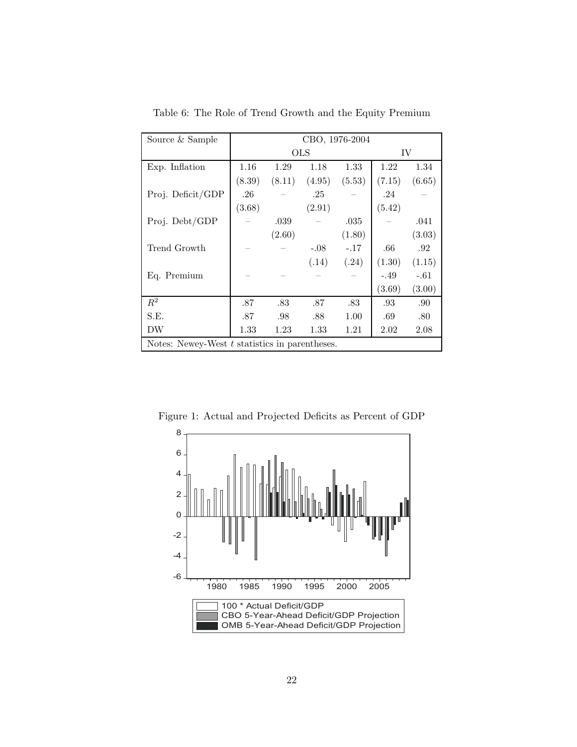Table 6: The Role of Trend Growth and the Equity Premium

| Source & Sample | CBO, 1976-2004 | | | | | |
|---|---|---|---|---|---|---|
| | OLS | | | | IV | |
| Exp. Inflation | 1.16 | 1.29 | 1.18 | 1.33 | 1.22 | 1.34 |
| | (8.39) | (8.11) | (4.95) | (5.53) | (7.15) | (6.65) |
| Proj. Deficit/GDP | .26 | – | .25 | – | .24 | – |
| | (3.68) | | (2.91) | | (5.42) | |
| Proj. Debt/GDP | – | .039 | – | .035 | – | .041 |
| | | (2.60) | | (1.80) | | (3.03) |
| Trend Growth | – | – | -.08 | -.17 | .66 | .92 |
| | | | (.14) | (.24) | (1.30) | (1.15) |
| Eq. Premium | – | – | – | – | -.49 | -.61 |
| | | | | | (3.69) | (3.00) |
| $R^2$ | .87 | .83 | .87 | .83 | .93 | .90 |
| S.E. | .87 | .98 | .88 | 1.00 | .69 | .80 |
| DW | 1.33 | 1.23 | 1.33 | 1.21 | 2.02 | 2.08 |

Notes: Newey-West $t$ statistics in parentheses.

Figure 1: Actual and Projected Deficits as Percent of GDP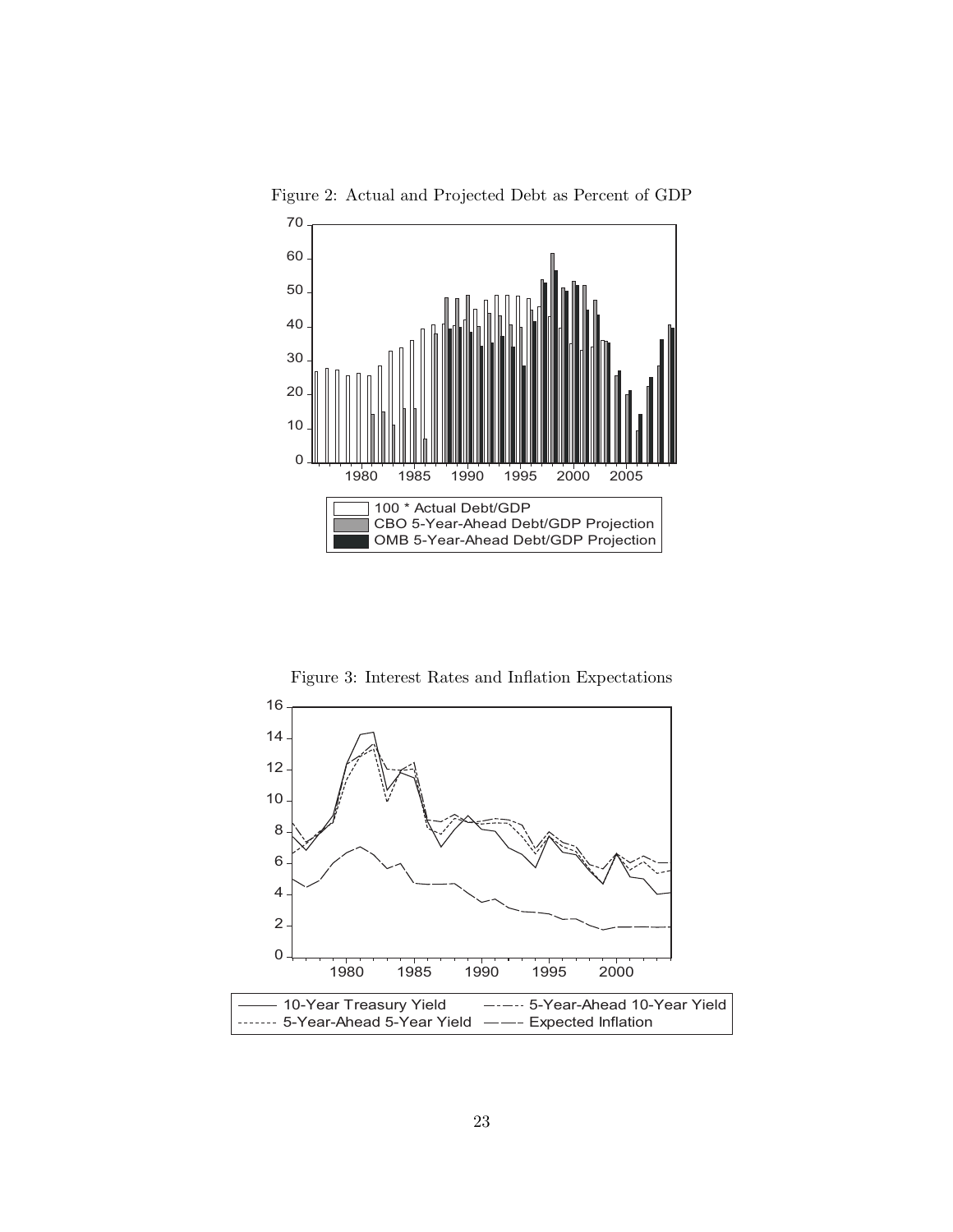Figure 2: Actual and Projected Debt as Percent of GDP

Figure 3: Interest Rates and Inflation Expectations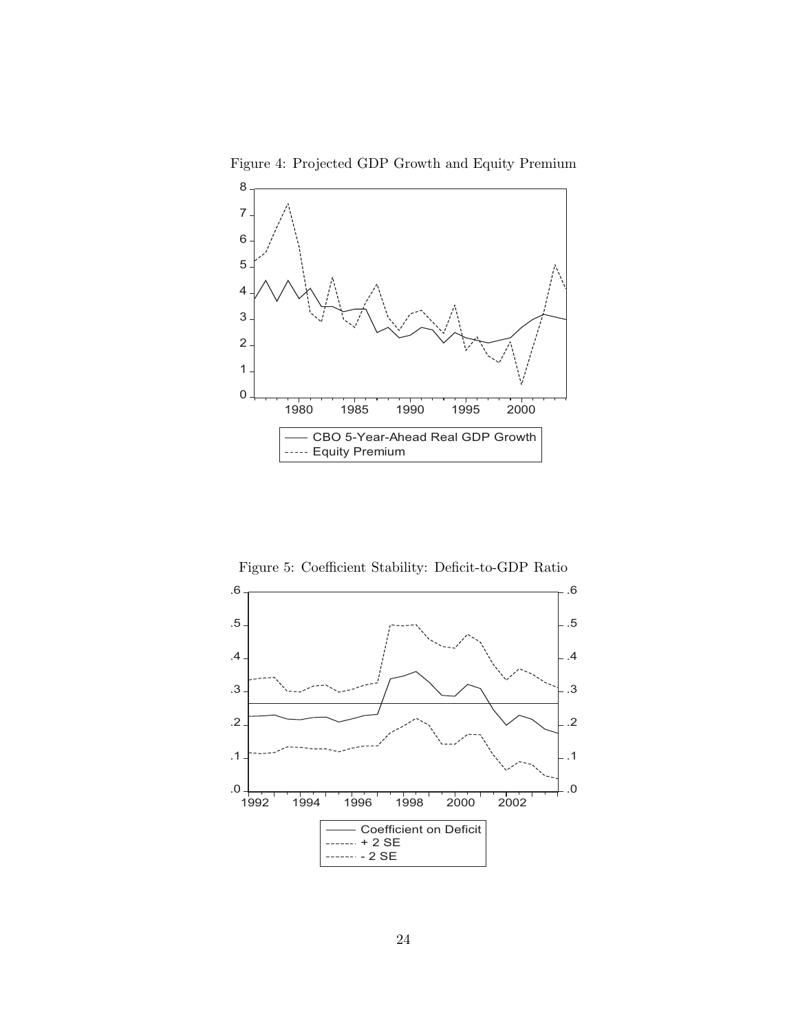Figure 4: Projected GDP Growth and Equity Premium

Figure 5: Coefficient Stability: Deficit-to-GDP Ratio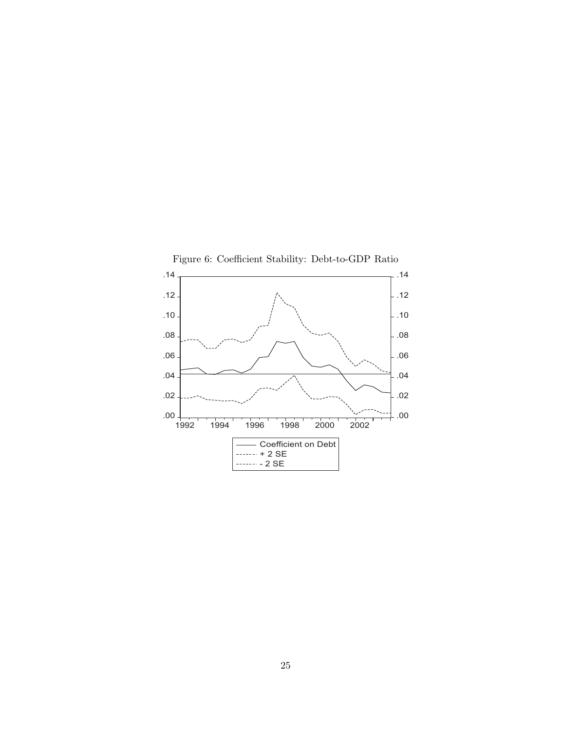Figure 6: Coefficient Stability: Debt-to-GDP Ratio

.14
.12
.10
.08
.06
.04
.02
.00

1992 1994 1996 1998 2000 2002

Coefficient on Debt
+ 2 SE
- 2 SE